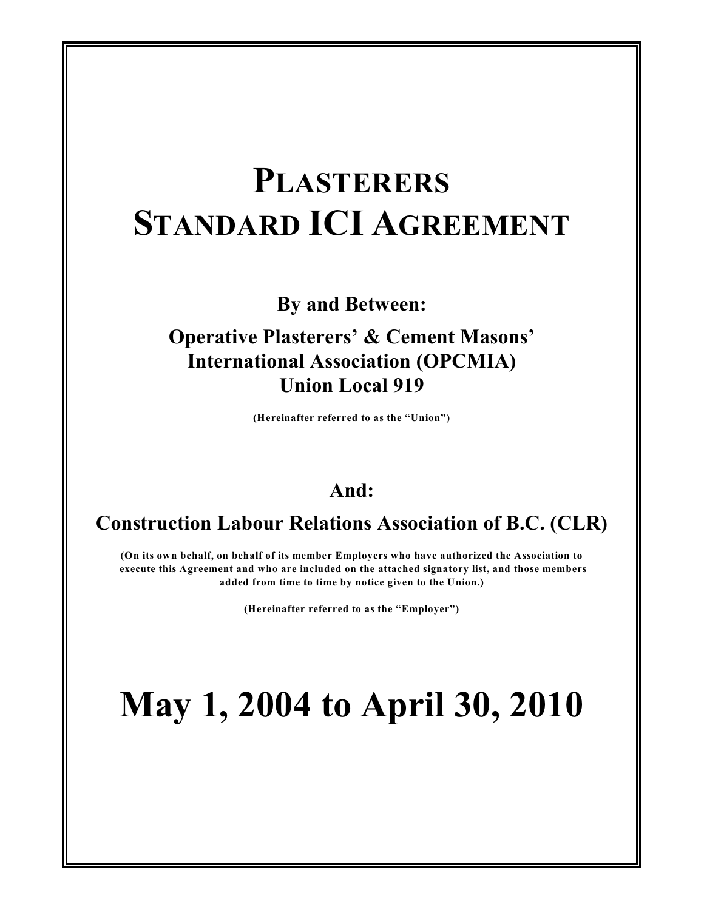# PLASTERERS STANDARD ICI AGREEMENT

**By and Between:**

**Operative Plasterers' & Cement Masons' International Association (OPCMIA) Union Local 919**

**(Hereinafter referred to as the "Union")**

**And:**

**Construction Labour Relations Association of B.C. (CLR)**

**(On its own behalf, on behalf of its member Employers who have authorized the Association to execute this Agreement and who are included on the attached signatory list, and those members added from time to time by notice given to the Union.)**

**(Hereinafter referred to as the "Employer")**

# May 1, 2004 to April 30, 2010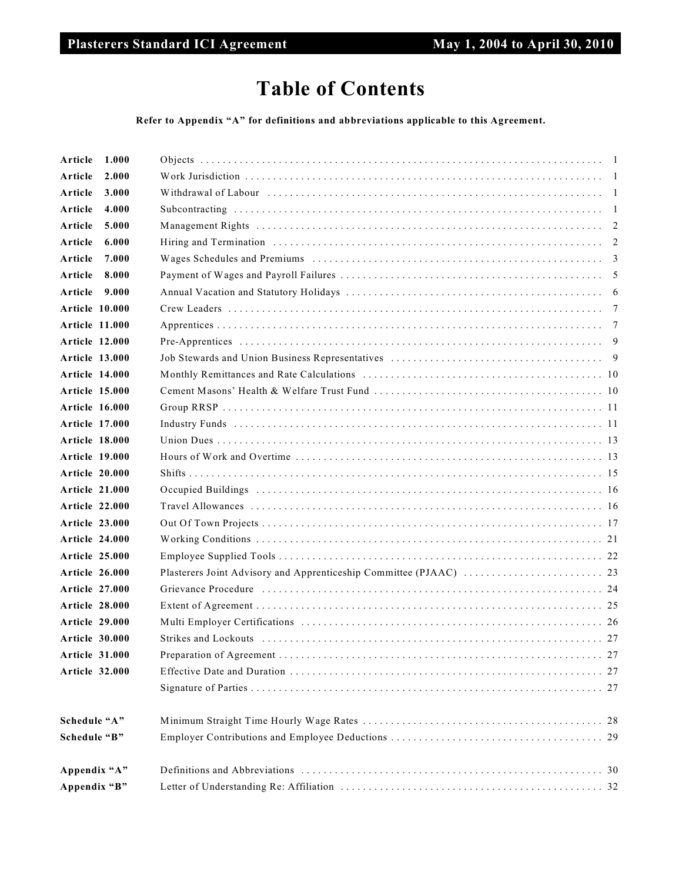# Table of Contents

**Refer to Appendix "A" for definitions and abbreviations applicable to this Agreement.**

| | | |
|---|---|---|
| **Article 1.000** | Objects | 1 |
| **Article 2.000** | Work Jurisdiction | 1 |
| **Article 3.000** | Withdrawal of Labour | 1 |
| **Article 4.000** | Subcontracting | 1 |
| **Article 5.000** | Management Rights | 2 |
| **Article 6.000** | Hiring and Termination | 2 |
| **Article 7.000** | Wages Schedules and Premiums | 3 |
| **Article 8.000** | Payment of Wages and Payroll Failures | 5 |
| **Article 9.000** | Annual Vacation and Statutory Holidays | 6 |
| **Article 10.000** | Crew Leaders | 7 |
| **Article 11.000** | Apprentices | 7 |
| **Article 12.000** | Pre-Apprentices | 9 |
| **Article 13.000** | Job Stewards and Union Business Representatives | 9 |
| **Article 14.000** | Monthly Remittances and Rate Calculations | 10 |
| **Article 15.000** | Cement Masons' Health & Welfare Trust Fund | 10 |
| **Article 16.000** | Group RRSP | 11 |
| **Article 17.000** | Industry Funds | 11 |
| **Article 18.000** | Union Dues | 13 |
| **Article 19.000** | Hours of Work and Overtime | 13 |
| **Article 20.000** | Shifts | 15 |
| **Article 21.000** | Occupied Buildings | 16 |
| **Article 22.000** | Travel Allowances | 16 |
| **Article 23.000** | Out Of Town Projects | 17 |
| **Article 24.000** | Working Conditions | 21 |
| **Article 25.000** | Employee Supplied Tools | 22 |
| **Article 26.000** | Plasterers Joint Advisory and Apprenticeship Committee (PJAAC) | 23 |
| **Article 27.000** | Grievance Procedure | 24 |
| **Article 28.000** | Extent of Agreement | 25 |
| **Article 29.000** | Multi Employer Certifications | 26 |
| **Article 30.000** | Strikes and Lockouts | 27 |
| **Article 31.000** | Preparation of Agreement | 27 |
| **Article 32.000** | Effective Date and Duration | 27 |
| | Signature of Parties | 27 |
| **Schedule "A"** | Minimum Straight Time Hourly Wage Rates | 28 |
| **Schedule "B"** | Employer Contributions and Employee Deductions | 29 |
| **Appendix "A"** | Definitions and Abbreviations | 30 |
| **Appendix "B"** | Letter of Understanding Re: Affiliation | 32 |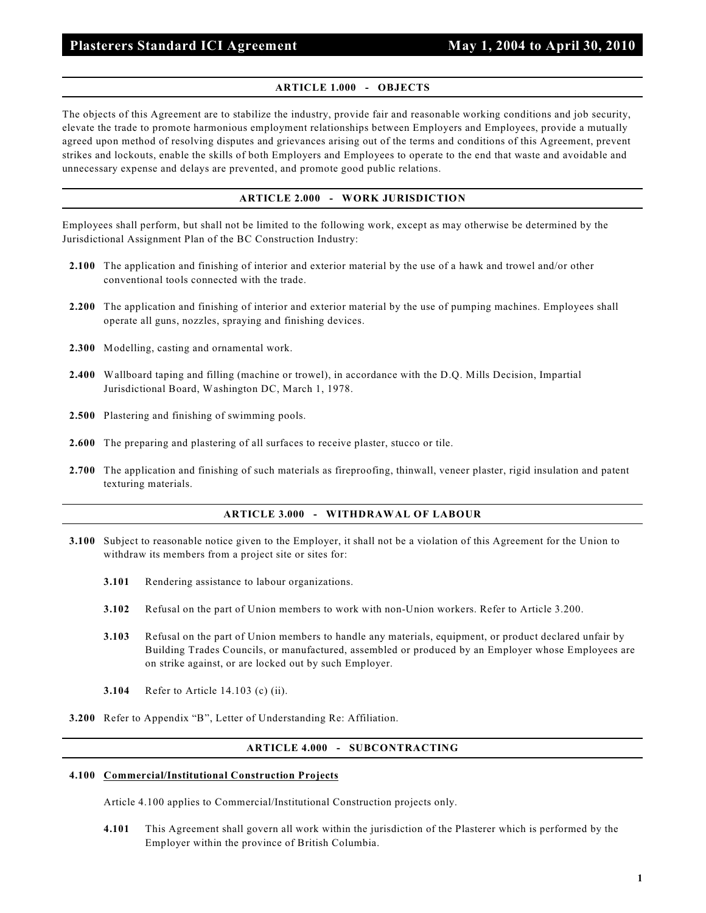## ARTICLE 1.000 - OBJECTS

The objects of this Agreement are to stabilize the industry, provide fair and reasonable working conditions and job security, elevate the trade to promote harmonious employment relationships between Employers and Employees, provide a mutually agreed upon method of resolving disputes and grievances arising out of the terms and conditions of this Agreement, prevent strikes and lockouts, enable the skills of both Employers and Employees to operate to the end that waste and avoidable and unnecessary expense and delays are prevented, and promote good public relations.

## ARTICLE 2.000 - WORK JURISDICTION

Employees shall perform, but shall not be limited to the following work, except as may otherwise be determined by the Jurisdictional Assignment Plan of the BC Construction Industry:

**2.100** The application and finishing of interior and exterior material by the use of a hawk and trowel and/or other conventional tools connected with the trade.

**2.200** The application and finishing of interior and exterior material by the use of pumping machines. Employees shall operate all guns, nozzles, spraying and finishing devices.

**2.300** Modelling, casting and ornamental work.

**2.400** Wallboard taping and filling (machine or trowel), in accordance with the D.Q. Mills Decision, Impartial Jurisdictional Board, Washington DC, March 1, 1978.

**2.500** Plastering and finishing of swimming pools.

**2.600** The preparing and plastering of all surfaces to receive plaster, stucco or tile.

**2.700** The application and finishing of such materials as fireproofing, thinwall, veneer plaster, rigid insulation and patent texturing materials.

## ARTICLE 3.000 - WITHDRAWAL OF LABOUR

**3.100** Subject to reasonable notice given to the Employer, it shall not be a violation of this Agreement for the Union to withdraw its members from a project site or sites for:

**3.101** Rendering assistance to labour organizations.

**3.102** Refusal on the part of Union members to work with non-Union workers. Refer to Article 3.200.

**3.103** Refusal on the part of Union members to handle any materials, equipment, or product declared unfair by Building Trades Councils, or manufactured, assembled or produced by an Employer whose Employees are on strike against, or are locked out by such Employer.

**3.104** Refer to Article 14.103 (c) (ii).

**3.200** Refer to Appendix "B", Letter of Understanding Re: Affiliation.

## ARTICLE 4.000 - SUBCONTRACTING

**4.100 <u>Commercial/Institutional Construction Projects</u>**

Article 4.100 applies to Commercial/Institutional Construction projects only.

**4.101** This Agreement shall govern all work within the jurisdiction of the Plasterer which is performed by the Employer within the province of British Columbia.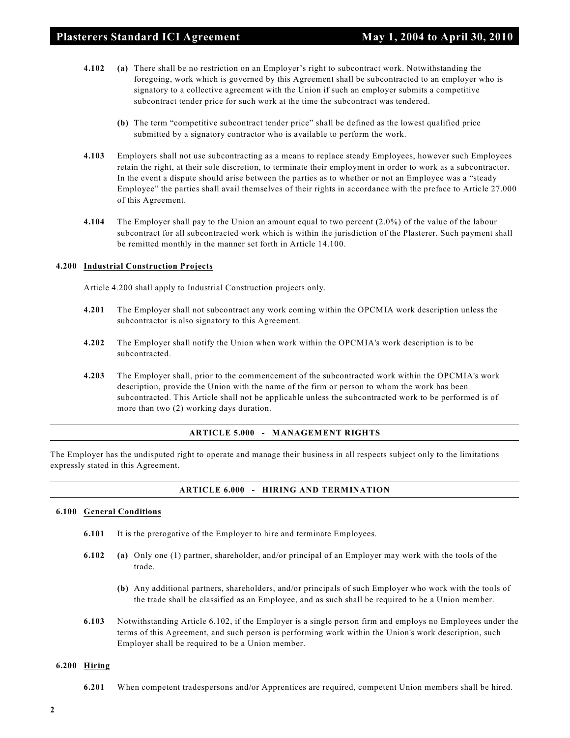**4.102** **(a)** There shall be no restriction on an Employer's right to subcontract work. Notwithstanding the foregoing, work which is governed by this Agreement shall be subcontracted to an employer who is signatory to a collective agreement with the Union if such an employer submits a competitive subcontract tender price for such work at the time the subcontract was tendered.

**(b)** The term "competitive subcontract tender price" shall be defined as the lowest qualified price submitted by a signatory contractor who is available to perform the work.

**4.103** Employers shall not use subcontracting as a means to replace steady Employees, however such Employees retain the right, at their sole discretion, to terminate their employment in order to work as a subcontractor. In the event a dispute should arise between the parties as to whether or not an Employee was a "steady Employee" the parties shall avail themselves of their rights in accordance with the preface to Article 27.000 of this Agreement.

**4.104** The Employer shall pay to the Union an amount equal to two percent (2.0%) of the value of the labour subcontract for all subcontracted work which is within the jurisdiction of the Plasterer. Such payment shall be remitted monthly in the manner set forth in Article 14.100.

**4.200 Industrial Construction Projects**

Article 4.200 shall apply to Industrial Construction projects only.

**4.201** The Employer shall not subcontract any work coming within the OPCMIA work description unless the subcontractor is also signatory to this Agreement.

**4.202** The Employer shall notify the Union when work within the OPCMIA's work description is to be subcontracted.

**4.203** The Employer shall, prior to the commencement of the subcontracted work within the OPCMIA's work description, provide the Union with the name of the firm or person to whom the work has been subcontracted. This Article shall not be applicable unless the subcontracted work to be performed is of more than two (2) working days duration.

## ARTICLE 5.000 - MANAGEMENT RIGHTS

The Employer has the undisputed right to operate and manage their business in all respects subject only to the limitations expressly stated in this Agreement.

## ARTICLE 6.000 - HIRING AND TERMINATION

**6.100 General Conditions**

**6.101** It is the prerogative of the Employer to hire and terminate Employees.

**6.102** **(a)** Only one (1) partner, shareholder, and/or principal of an Employer may work with the tools of the trade.

**(b)** Any additional partners, shareholders, and/or principals of such Employer who work with the tools of the trade shall be classified as an Employee, and as such shall be required to be a Union member.

**6.103** Notwithstanding Article 6.102, if the Employer is a single person firm and employs no Employees under the terms of this Agreement, and such person is performing work within the Union's work description, such Employer shall be required to be a Union member.

**6.200 Hiring**

**6.201** When competent tradespersons and/or Apprentices are required, competent Union members shall be hired.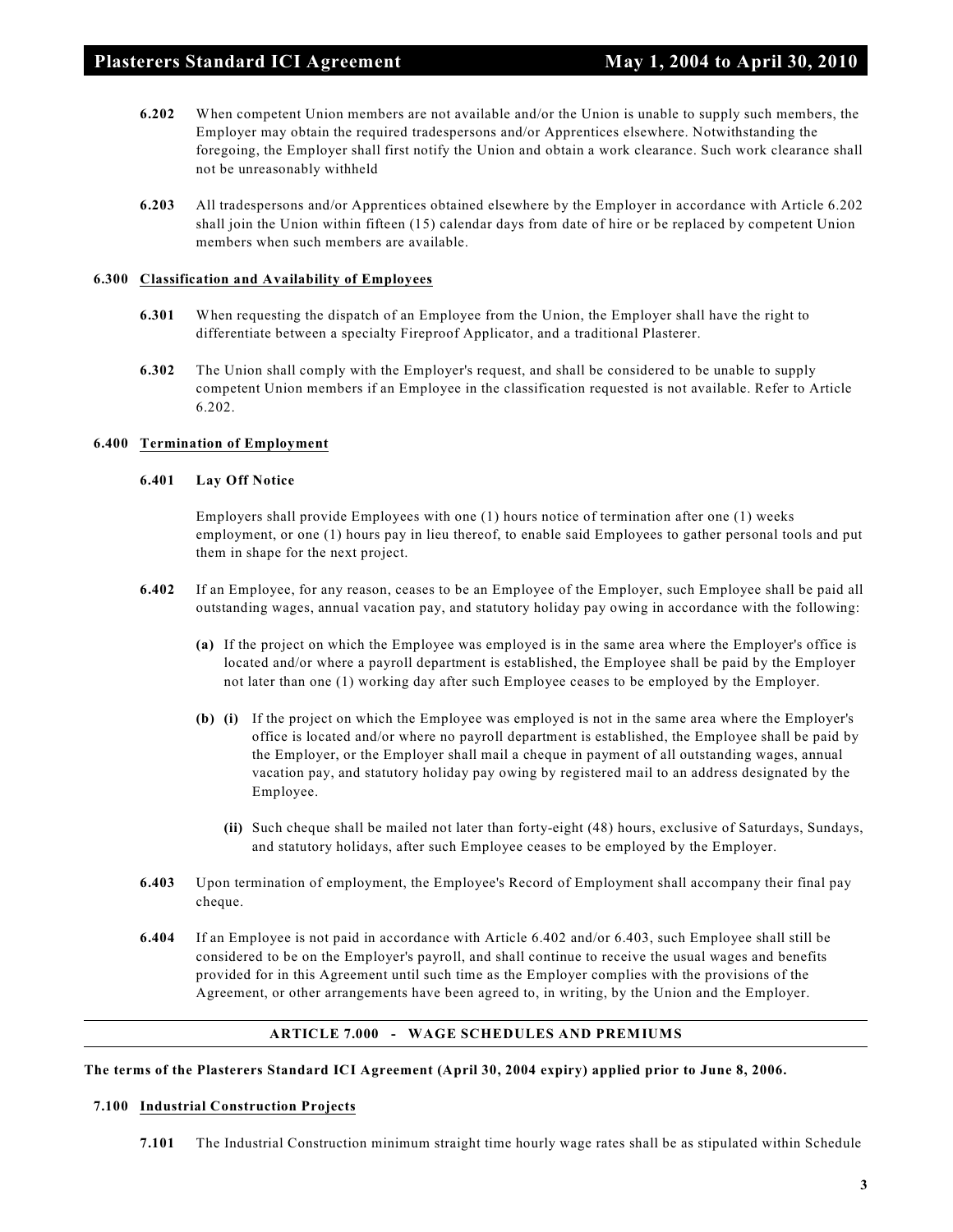**6.202** When competent Union members are not available and/or the Union is unable to supply such members, the Employer may obtain the required tradespersons and/or Apprentices elsewhere. Notwithstanding the foregoing, the Employer shall first notify the Union and obtain a work clearance. Such work clearance shall not be unreasonably withheld

**6.203** All tradespersons and/or Apprentices obtained elsewhere by the Employer in accordance with Article 6.202 shall join the Union within fifteen (15) calendar days from date of hire or be replaced by competent Union members when such members are available.

#### 6.300 Classification and Availability of Employees

**6.301** When requesting the dispatch of an Employee from the Union, the Employer shall have the right to differentiate between a specialty Fireproof Applicator, and a traditional Plasterer.

**6.302** The Union shall comply with the Employer's request, and shall be considered to be unable to supply competent Union members if an Employee in the classification requested is not available. Refer to Article 6.202.

#### 6.400 Termination of Employment

**6.401 Lay Off Notice**

Employers shall provide Employees with one (1) hours notice of termination after one (1) weeks employment, or one (1) hours pay in lieu thereof, to enable said Employees to gather personal tools and put them in shape for the next project.

**6.402** If an Employee, for any reason, ceases to be an Employee of the Employer, such Employee shall be paid all outstanding wages, annual vacation pay, and statutory holiday pay owing in accordance with the following:

**(a)** If the project on which the Employee was employed is in the same area where the Employer's office is located and/or where a payroll department is established, the Employee shall be paid by the Employer not later than one (1) working day after such Employee ceases to be employed by the Employer.

**(b) (i)** If the project on which the Employee was employed is not in the same area where the Employer's office is located and/or where no payroll department is established, the Employee shall be paid by the Employer, or the Employer shall mail a cheque in payment of all outstanding wages, annual vacation pay, and statutory holiday pay owing by registered mail to an address designated by the Employee.

**(ii)** Such cheque shall be mailed not later than forty-eight (48) hours, exclusive of Saturdays, Sundays, and statutory holidays, after such Employee ceases to be employed by the Employer.

**6.403** Upon termination of employment, the Employee's Record of Employment shall accompany their final pay cheque.

**6.404** If an Employee is not paid in accordance with Article 6.402 and/or 6.403, such Employee shall still be considered to be on the Employer's payroll, and shall continue to receive the usual wages and benefits provided for in this Agreement until such time as the Employer complies with the provisions of the Agreement, or other arrangements have been agreed to, in writing, by the Union and the Employer.

## ARTICLE 7.000 - WAGE SCHEDULES AND PREMIUMS

**The terms of the Plasterers Standard ICI Agreement (April 30, 2004 expiry) applied prior to June 8, 2006.**

#### 7.100 Industrial Construction Projects

**7.101** The Industrial Construction minimum straight time hourly wage rates shall be as stipulated within Schedule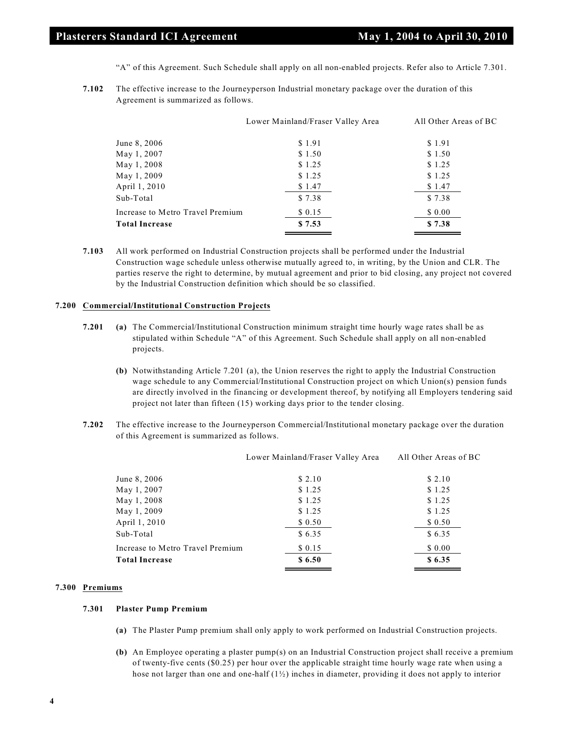"A" of this Agreement. Such Schedule shall apply on all non-enabled projects. Refer also to Article 7.301.

**7.102** The effective increase to the Journeyperson Industrial monetary package over the duration of this Agreement is summarized as follows.

| | Lower Mainland/Fraser Valley Area | All Other Areas of BC |
|---|---|---|
| June 8, 2006 | $ 1.91 | $ 1.91 |
| May 1, 2007 | $ 1.50 | $ 1.50 |
| May 1, 2008 | $ 1.25 | $ 1.25 |
| May 1, 2009 | $ 1.25 | $ 1.25 |
| April 1, 2010 | $ 1.47 | $ 1.47 |
| Sub-Total | $ 7.38 | $ 7.38 |
| Increase to Metro Travel Premium | $ 0.15 | $ 0.00 |
| **Total Increase** | **$ 7.53** | **$ 7.38** |

**7.103** All work performed on Industrial Construction projects shall be performed under the Industrial Construction wage schedule unless otherwise mutually agreed to, in writing, by the Union and CLR. The parties reserve the right to determine, by mutual agreement and prior to bid closing, any project not covered by the Industrial Construction definition which should be so classified.

## 7.200 Commercial/Institutional Construction Projects

**7.201** **(a)** The Commercial/Institutional Construction minimum straight time hourly wage rates shall be as stipulated within Schedule "A" of this Agreement. Such Schedule shall apply on all non-enabled projects.

**(b)** Notwithstanding Article 7.201 (a), the Union reserves the right to apply the Industrial Construction wage schedule to any Commercial/Institutional Construction project on which Union(s) pension funds are directly involved in the financing or development thereof, by notifying all Employers tendering said project not later than fifteen (15) working days prior to the tender closing.

**7.202** The effective increase to the Journeyperson Commercial/Institutional monetary package over the duration of this Agreement is summarized as follows.

| | Lower Mainland/Fraser Valley Area | All Other Areas of BC |
|---|---|---|
| June 8, 2006 | $ 2.10 | $ 2.10 |
| May 1, 2007 | $ 1.25 | $ 1.25 |
| May 1, 2008 | $ 1.25 | $ 1.25 |
| May 1, 2009 | $ 1.25 | $ 1.25 |
| April 1, 2010 | $ 0.50 | $ 0.50 |
| Sub-Total | $ 6.35 | $ 6.35 |
| Increase to Metro Travel Premium | $ 0.15 | $ 0.00 |
| **Total Increase** | **$ 6.50** | **$ 6.35** |

## 7.300 Premiums

### 7.301 Plaster Pump Premium

**(a)** The Plaster Pump premium shall only apply to work performed on Industrial Construction projects.

**(b)** An Employee operating a plaster pump(s) on an Industrial Construction project shall receive a premium of twenty-five cents ($0.25) per hour over the applicable straight time hourly wage rate when using a hose not larger than one and one-half (1½) inches in diameter, providing it does not apply to interior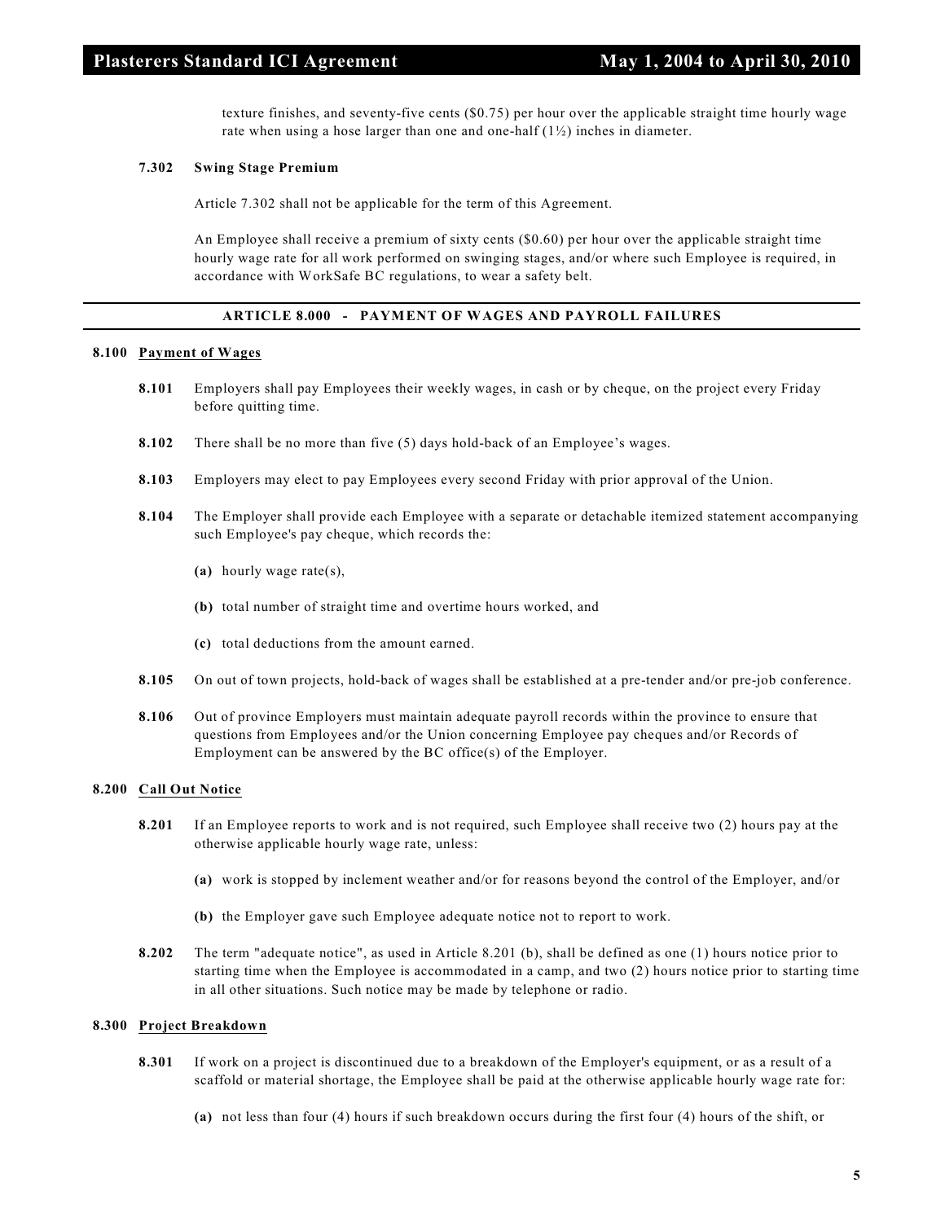texture finishes, and seventy-five cents ($0.75) per hour over the applicable straight time hourly wage rate when using a hose larger than one and one-half (1½) inches in diameter.

**7.302 Swing Stage Premium**

Article 7.302 shall not be applicable for the term of this Agreement.

An Employee shall receive a premium of sixty cents ($0.60) per hour over the applicable straight time hourly wage rate for all work performed on swinging stages, and/or where such Employee is required, in accordance with WorkSafe BC regulations, to wear a safety belt.

## ARTICLE 8.000 - PAYMENT OF WAGES AND PAYROLL FAILURES

### 8.100 Payment of Wages

**8.101** Employers shall pay Employees their weekly wages, in cash or by cheque, on the project every Friday before quitting time.

**8.102** There shall be no more than five (5) days hold-back of an Employee's wages.

**8.103** Employers may elect to pay Employees every second Friday with prior approval of the Union.

**8.104** The Employer shall provide each Employee with a separate or detachable itemized statement accompanying such Employee's pay cheque, which records the:

**(a)** hourly wage rate(s),

**(b)** total number of straight time and overtime hours worked, and

**(c)** total deductions from the amount earned.

**8.105** On out of town projects, hold-back of wages shall be established at a pre-tender and/or pre-job conference.

**8.106** Out of province Employers must maintain adequate payroll records within the province to ensure that questions from Employees and/or the Union concerning Employee pay cheques and/or Records of Employment can be answered by the BC office(s) of the Employer.

### 8.200 Call Out Notice

**8.201** If an Employee reports to work and is not required, such Employee shall receive two (2) hours pay at the otherwise applicable hourly wage rate, unless:

**(a)** work is stopped by inclement weather and/or for reasons beyond the control of the Employer, and/or

**(b)** the Employer gave such Employee adequate notice not to report to work.

**8.202** The term "adequate notice", as used in Article 8.201 (b), shall be defined as one (1) hours notice prior to starting time when the Employee is accommodated in a camp, and two (2) hours notice prior to starting time in all other situations. Such notice may be made by telephone or radio.

### 8.300 Project Breakdown

**8.301** If work on a project is discontinued due to a breakdown of the Employer's equipment, or as a result of a scaffold or material shortage, the Employee shall be paid at the otherwise applicable hourly wage rate for:

**(a)** not less than four (4) hours if such breakdown occurs during the first four (4) hours of the shift, or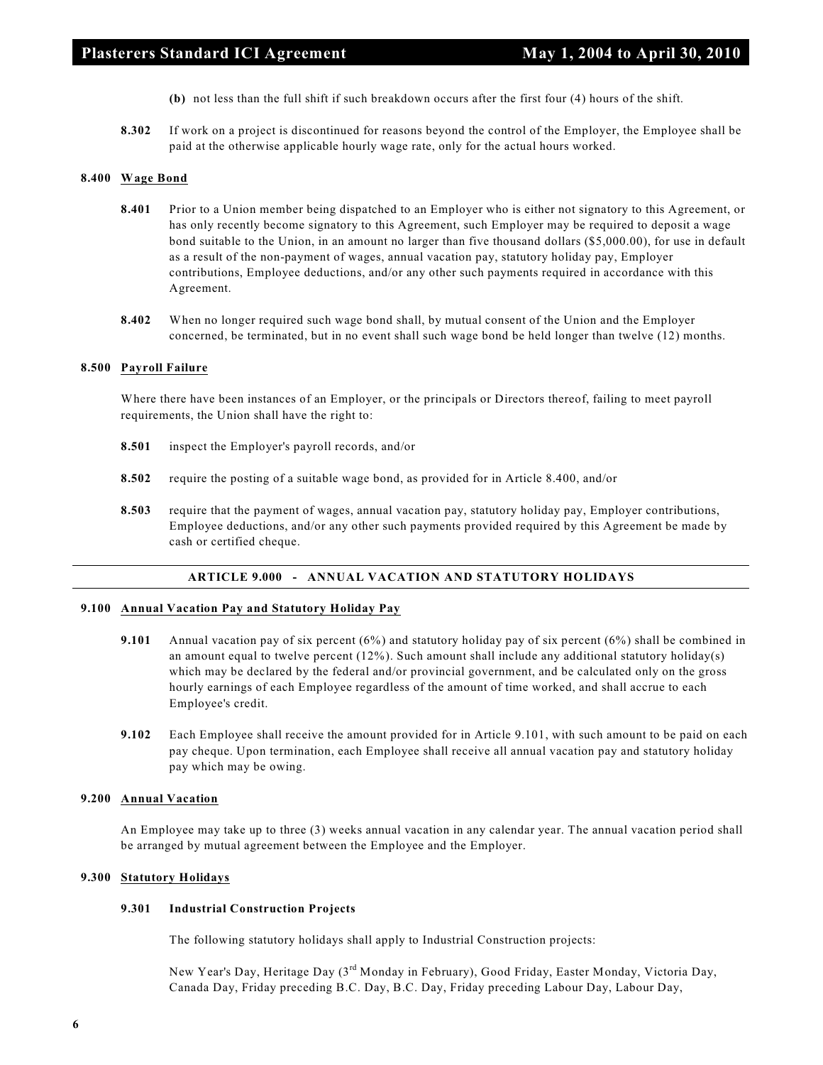**(b)** not less than the full shift if such breakdown occurs after the first four (4) hours of the shift.

**8.302** If work on a project is discontinued for reasons beyond the control of the Employer, the Employee shall be paid at the otherwise applicable hourly wage rate, only for the actual hours worked.

### 8.400 Wage Bond

**8.401** Prior to a Union member being dispatched to an Employer who is either not signatory to this Agreement, or has only recently become signatory to this Agreement, such Employer may be required to deposit a wage bond suitable to the Union, in an amount no larger than five thousand dollars ($5,000.00), for use in default as a result of the non-payment of wages, annual vacation pay, statutory holiday pay, Employer contributions, Employee deductions, and/or any other such payments required in accordance with this Agreement.

**8.402** When no longer required such wage bond shall, by mutual consent of the Union and the Employer concerned, be terminated, but in no event shall such wage bond be held longer than twelve (12) months.

### 8.500 Payroll Failure

Where there have been instances of an Employer, or the principals or Directors thereof, failing to meet payroll requirements, the Union shall have the right to:

**8.501** inspect the Employer's payroll records, and/or

**8.502** require the posting of a suitable wage bond, as provided for in Article 8.400, and/or

**8.503** require that the payment of wages, annual vacation pay, statutory holiday pay, Employer contributions, Employee deductions, and/or any other such payments provided required by this Agreement be made by cash or certified cheque.

## ARTICLE 9.000 - ANNUAL VACATION AND STATUTORY HOLIDAYS

### 9.100 Annual Vacation Pay and Statutory Holiday Pay

**9.101** Annual vacation pay of six percent (6%) and statutory holiday pay of six percent (6%) shall be combined in an amount equal to twelve percent (12%). Such amount shall include any additional statutory holiday(s) which may be declared by the federal and/or provincial government, and be calculated only on the gross hourly earnings of each Employee regardless of the amount of time worked, and shall accrue to each Employee's credit.

**9.102** Each Employee shall receive the amount provided for in Article 9.101, with such amount to be paid on each pay cheque. Upon termination, each Employee shall receive all annual vacation pay and statutory holiday pay which may be owing.

### 9.200 Annual Vacation

An Employee may take up to three (3) weeks annual vacation in any calendar year. The annual vacation period shall be arranged by mutual agreement between the Employee and the Employer.

### 9.300 Statutory Holidays

**9.301 Industrial Construction Projects**

The following statutory holidays shall apply to Industrial Construction projects:

New Year's Day, Heritage Day (3rd Monday in February), Good Friday, Easter Monday, Victoria Day, Canada Day, Friday preceding B.C. Day, B.C. Day, Friday preceding Labour Day, Labour Day,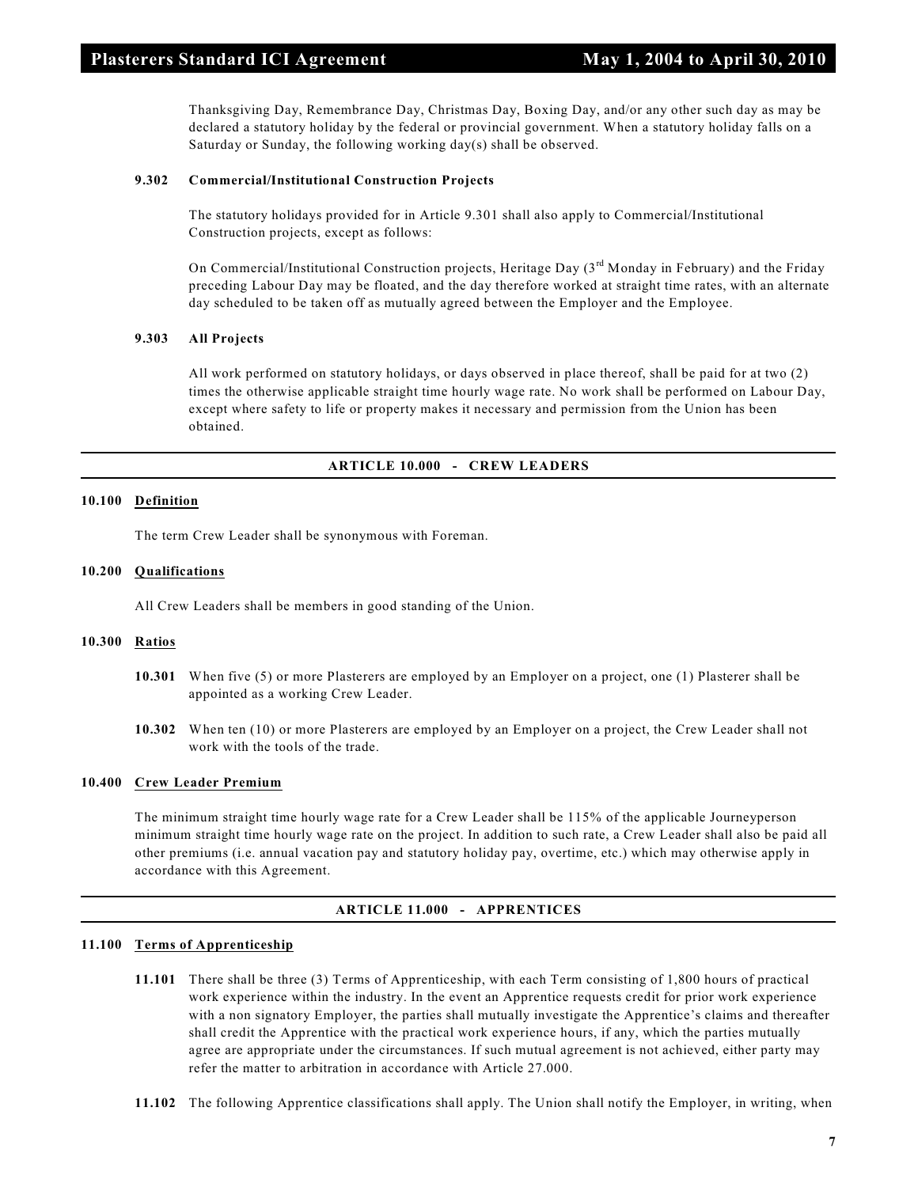Thanksgiving Day, Remembrance Day, Christmas Day, Boxing Day, and/or any other such day as may be declared a statutory holiday by the federal or provincial government. When a statutory holiday falls on a Saturday or Sunday, the following working day(s) shall be observed.

**9.302 Commercial/Institutional Construction Projects**

The statutory holidays provided for in Article 9.301 shall also apply to Commercial/Institutional Construction projects, except as follows:

On Commercial/Institutional Construction projects, Heritage Day (3rd Monday in February) and the Friday preceding Labour Day may be floated, and the day therefore worked at straight time rates, with an alternate day scheduled to be taken off as mutually agreed between the Employer and the Employee.

**9.303 All Projects**

All work performed on statutory holidays, or days observed in place thereof, shall be paid for at two (2) times the otherwise applicable straight time hourly wage rate. No work shall be performed on Labour Day, except where safety to life or property makes it necessary and permission from the Union has been obtained.

## ARTICLE 10.000 - CREW LEADERS

**10.100 Definition**

The term Crew Leader shall be synonymous with Foreman.

**10.200 Qualifications**

All Crew Leaders shall be members in good standing of the Union.

**10.300 Ratios**

**10.301** When five (5) or more Plasterers are employed by an Employer on a project, one (1) Plasterer shall be appointed as a working Crew Leader.

**10.302** When ten (10) or more Plasterers are employed by an Employer on a project, the Crew Leader shall not work with the tools of the trade.

**10.400 Crew Leader Premium**

The minimum straight time hourly wage rate for a Crew Leader shall be 115% of the applicable Journeyperson minimum straight time hourly wage rate on the project. In addition to such rate, a Crew Leader shall also be paid all other premiums (i.e. annual vacation pay and statutory holiday pay, overtime, etc.) which may otherwise apply in accordance with this Agreement.

## ARTICLE 11.000 - APPRENTICES

**11.100 Terms of Apprenticeship**

**11.101** There shall be three (3) Terms of Apprenticeship, with each Term consisting of 1,800 hours of practical work experience within the industry. In the event an Apprentice requests credit for prior work experience with a non signatory Employer, the parties shall mutually investigate the Apprentice's claims and thereafter shall credit the Apprentice with the practical work experience hours, if any, which the parties mutually agree are appropriate under the circumstances. If such mutual agreement is not achieved, either party may refer the matter to arbitration in accordance with Article 27.000.

**11.102** The following Apprentice classifications shall apply. The Union shall notify the Employer, in writing, when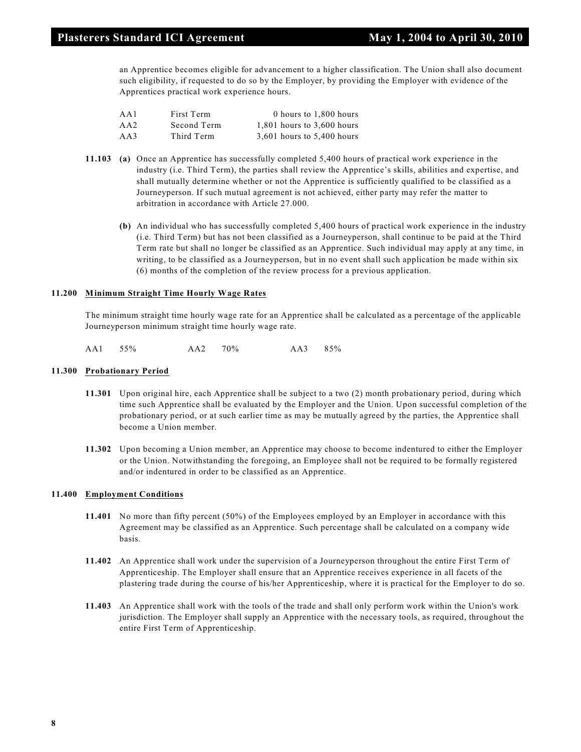an Apprentice becomes eligible for advancement to a higher classification. The Union shall also document such eligibility, if requested to do so by the Employer, by providing the Employer with evidence of the Apprentices practical work experience hours.

| | | |
|---|---|---|
| AA1 | First Term | 0 hours to 1,800 hours |
| AA2 | Second Term | 1,801 hours to 3,600 hours |
| AA3 | Third Term | 3,601 hours to 5,400 hours |

**11.103** **(a)** Once an Apprentice has successfully completed 5,400 hours of practical work experience in the industry (i.e. Third Term), the parties shall review the Apprentice's skills, abilities and expertise, and shall mutually determine whether or not the Apprentice is sufficiently qualified to be classified as a Journeyperson. If such mutual agreement is not achieved, either party may refer the matter to arbitration in accordance with Article 27.000.

**(b)** An individual who has successfully completed 5,400 hours of practical work experience in the industry (i.e. Third Term) but has not been classified as a Journeyperson, shall continue to be paid at the Third Term rate but shall no longer be classified as an Apprentice. Such individual may apply at any time, in writing, to be classified as a Journeyperson, but in no event shall such application be made within six (6) months of the completion of the review process for a previous application.

## 11.200 Minimum Straight Time Hourly Wage Rates

The minimum straight time hourly wage rate for an Apprentice shall be calculated as a percentage of the applicable Journeyperson minimum straight time hourly wage rate.

| | | | | | |
|---|---|---|---|---|---|
| AA1 | 55% | AA2 | 70% | AA3 | 85% |

## 11.300 Probationary Period

**11.301** Upon original hire, each Apprentice shall be subject to a two (2) month probationary period, during which time such Apprentice shall be evaluated by the Employer and the Union. Upon successful completion of the probationary period, or at such earlier time as may be mutually agreed by the parties, the Apprentice shall become a Union member.

**11.302** Upon becoming a Union member, an Apprentice may choose to become indentured to either the Employer or the Union. Notwithstanding the foregoing, an Employee shall not be required to be formally registered and/or indentured in order to be classified as an Apprentice.

## 11.400 Employment Conditions

**11.401** No more than fifty percent (50%) of the Employees employed by an Employer in accordance with this Agreement may be classified as an Apprentice. Such percentage shall be calculated on a company wide basis.

**11.402** An Apprentice shall work under the supervision of a Journeyperson throughout the entire First Term of Apprenticeship. The Employer shall ensure that an Apprentice receives experience in all facets of the plastering trade during the course of his/her Apprenticeship, where it is practical for the Employer to do so.

**11.403** An Apprentice shall work with the tools of the trade and shall only perform work within the Union's work jurisdiction. The Employer shall supply an Apprentice with the necessary tools, as required, throughout the entire First Term of Apprenticeship.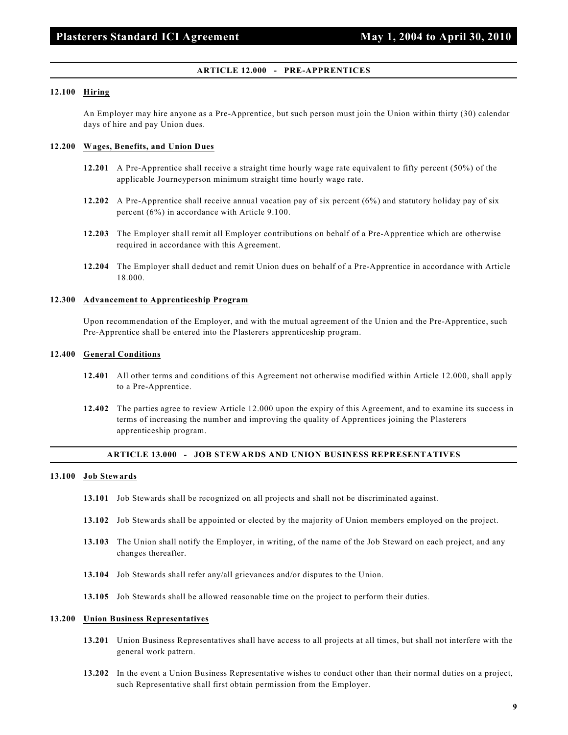## ARTICLE 12.000 - PRE-APPRENTICES

**12.100 Hiring**

An Employer may hire anyone as a Pre-Apprentice, but such person must join the Union within thirty (30) calendar days of hire and pay Union dues.

**12.200 Wages, Benefits, and Union Dues**

**12.201** A Pre-Apprentice shall receive a straight time hourly wage rate equivalent to fifty percent (50%) of the applicable Journeyperson minimum straight time hourly wage rate.

**12.202** A Pre-Apprentice shall receive annual vacation pay of six percent (6%) and statutory holiday pay of six percent (6%) in accordance with Article 9.100.

**12.203** The Employer shall remit all Employer contributions on behalf of a Pre-Apprentice which are otherwise required in accordance with this Agreement.

**12.204** The Employer shall deduct and remit Union dues on behalf of a Pre-Apprentice in accordance with Article 18.000.

**12.300 Advancement to Apprenticeship Program**

Upon recommendation of the Employer, and with the mutual agreement of the Union and the Pre-Apprentice, such Pre-Apprentice shall be entered into the Plasterers apprenticeship program.

**12.400 General Conditions**

**12.401** All other terms and conditions of this Agreement not otherwise modified within Article 12.000, shall apply to a Pre-Apprentice.

**12.402** The parties agree to review Article 12.000 upon the expiry of this Agreement, and to examine its success in terms of increasing the number and improving the quality of Apprentices joining the Plasterers apprenticeship program.

## ARTICLE 13.000 - JOB STEWARDS AND UNION BUSINESS REPRESENTATIVES

**13.100 Job Stewards**

**13.101** Job Stewards shall be recognized on all projects and shall not be discriminated against.

**13.102** Job Stewards shall be appointed or elected by the majority of Union members employed on the project.

**13.103** The Union shall notify the Employer, in writing, of the name of the Job Steward on each project, and any changes thereafter.

**13.104** Job Stewards shall refer any/all grievances and/or disputes to the Union.

**13.105** Job Stewards shall be allowed reasonable time on the project to perform their duties.

**13.200 Union Business Representatives**

**13.201** Union Business Representatives shall have access to all projects at all times, but shall not interfere with the general work pattern.

**13.202** In the event a Union Business Representative wishes to conduct other than their normal duties on a project, such Representative shall first obtain permission from the Employer.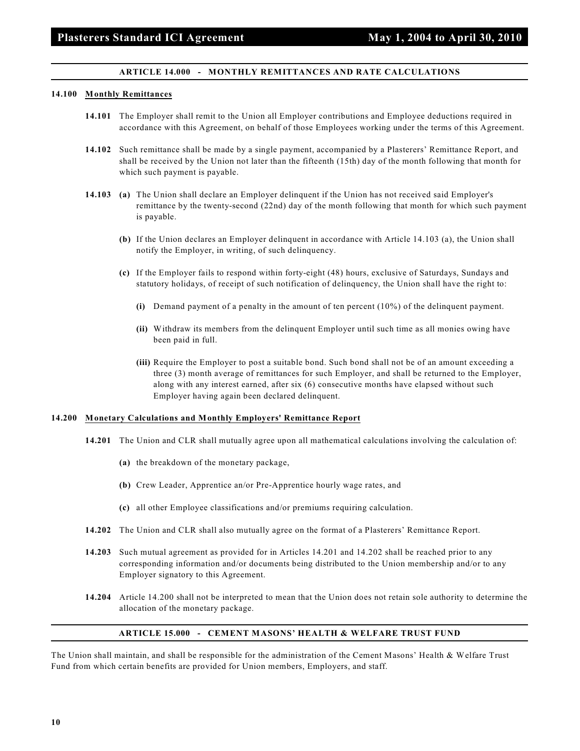## ARTICLE 14.000 - MONTHLY REMITTANCES AND RATE CALCULATIONS

### 14.100 Monthly Remittances

**14.101** The Employer shall remit to the Union all Employer contributions and Employee deductions required in accordance with this Agreement, on behalf of those Employees working under the terms of this Agreement.

**14.102** Such remittance shall be made by a single payment, accompanied by a Plasterers' Remittance Report, and shall be received by the Union not later than the fifteenth (15th) day of the month following that month for which such payment is payable.

**14.103** **(a)** The Union shall declare an Employer delinquent if the Union has not received said Employer's remittance by the twenty-second (22nd) day of the month following that month for which such payment is payable.

**(b)** If the Union declares an Employer delinquent in accordance with Article 14.103 (a), the Union shall notify the Employer, in writing, of such delinquency.

**(c)** If the Employer fails to respond within forty-eight (48) hours, exclusive of Saturdays, Sundays and statutory holidays, of receipt of such notification of delinquency, the Union shall have the right to:

**(i)** Demand payment of a penalty in the amount of ten percent (10%) of the delinquent payment.

**(ii)** Withdraw its members from the delinquent Employer until such time as all monies owing have been paid in full.

**(iii)** Require the Employer to post a suitable bond. Such bond shall not be of an amount exceeding a three (3) month average of remittances for such Employer, and shall be returned to the Employer, along with any interest earned, after six (6) consecutive months have elapsed without such Employer having again been declared delinquent.

### 14.200 Monetary Calculations and Monthly Employers' Remittance Report

**14.201** The Union and CLR shall mutually agree upon all mathematical calculations involving the calculation of:

**(a)** the breakdown of the monetary package,

**(b)** Crew Leader, Apprentice an/or Pre-Apprentice hourly wage rates, and

**(c)** all other Employee classifications and/or premiums requiring calculation.

**14.202** The Union and CLR shall also mutually agree on the format of a Plasterers' Remittance Report.

**14.203** Such mutual agreement as provided for in Articles 14.201 and 14.202 shall be reached prior to any corresponding information and/or documents being distributed to the Union membership and/or to any Employer signatory to this Agreement.

**14.204** Article 14.200 shall not be interpreted to mean that the Union does not retain sole authority to determine the allocation of the monetary package.

## ARTICLE 15.000 - CEMENT MASONS' HEALTH & WELFARE TRUST FUND

The Union shall maintain, and shall be responsible for the administration of the Cement Masons' Health & Welfare Trust Fund from which certain benefits are provided for Union members, Employers, and staff.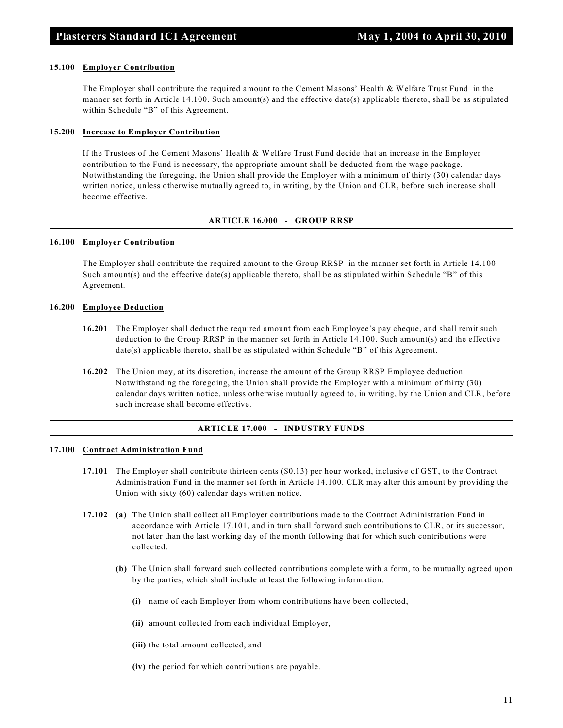**15.100 Employer Contribution**

The Employer shall contribute the required amount to the Cement Masons' Health & Welfare Trust Fund in the manner set forth in Article 14.100. Such amount(s) and the effective date(s) applicable thereto, shall be as stipulated within Schedule "B" of this Agreement.

**15.200 Increase to Employer Contribution**

If the Trustees of the Cement Masons' Health & Welfare Trust Fund decide that an increase in the Employer contribution to the Fund is necessary, the appropriate amount shall be deducted from the wage package. Notwithstanding the foregoing, the Union shall provide the Employer with a minimum of thirty (30) calendar days written notice, unless otherwise mutually agreed to, in writing, by the Union and CLR, before such increase shall become effective.

## ARTICLE 16.000 - GROUP RRSP

**16.100 Employer Contribution**

The Employer shall contribute the required amount to the Group RRSP in the manner set forth in Article 14.100. Such amount(s) and the effective date(s) applicable thereto, shall be as stipulated within Schedule "B" of this Agreement.

**16.200 Employee Deduction**

**16.201** The Employer shall deduct the required amount from each Employee's pay cheque, and shall remit such deduction to the Group RRSP in the manner set forth in Article 14.100. Such amount(s) and the effective date(s) applicable thereto, shall be as stipulated within Schedule "B" of this Agreement.

**16.202** The Union may, at its discretion, increase the amount of the Group RRSP Employee deduction. Notwithstanding the foregoing, the Union shall provide the Employer with a minimum of thirty (30) calendar days written notice, unless otherwise mutually agreed to, in writing, by the Union and CLR, before such increase shall become effective.

## ARTICLE 17.000 - INDUSTRY FUNDS

**17.100 Contract Administration Fund**

**17.101** The Employer shall contribute thirteen cents ($0.13) per hour worked, inclusive of GST, to the Contract Administration Fund in the manner set forth in Article 14.100. CLR may alter this amount by providing the Union with sixty (60) calendar days written notice.

**17.102 (a)** The Union shall collect all Employer contributions made to the Contract Administration Fund in accordance with Article 17.101, and in turn shall forward such contributions to CLR, or its successor, not later than the last working day of the month following that for which such contributions were collected.

**(b)** The Union shall forward such collected contributions complete with a form, to be mutually agreed upon by the parties, which shall include at least the following information:

**(i)** name of each Employer from whom contributions have been collected,

**(ii)** amount collected from each individual Employer,

**(iii)** the total amount collected, and

**(iv)** the period for which contributions are payable.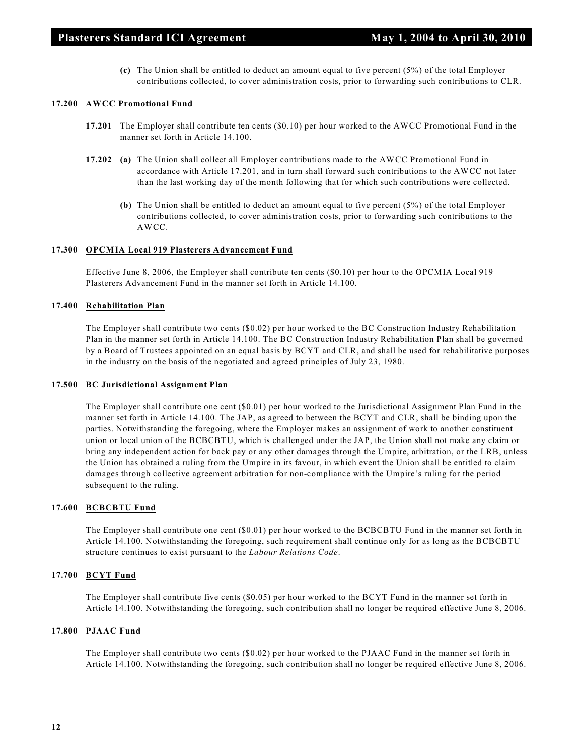**(c)** The Union shall be entitled to deduct an amount equal to five percent (5%) of the total Employer contributions collected, to cover administration costs, prior to forwarding such contributions to CLR.

### 17.200 AWCC Promotional Fund

**17.201** The Employer shall contribute ten cents ($0.10) per hour worked to the AWCC Promotional Fund in the manner set forth in Article 14.100.

**17.202** **(a)** The Union shall collect all Employer contributions made to the AWCC Promotional Fund in accordance with Article 17.201, and in turn shall forward such contributions to the AWCC not later than the last working day of the month following that for which such contributions were collected.

**(b)** The Union shall be entitled to deduct an amount equal to five percent (5%) of the total Employer contributions collected, to cover administration costs, prior to forwarding such contributions to the AWCC.

### 17.300 OPCMIA Local 919 Plasterers Advancement Fund

Effective June 8, 2006, the Employer shall contribute ten cents ($0.10) per hour to the OPCMIA Local 919 Plasterers Advancement Fund in the manner set forth in Article 14.100.

### 17.400 Rehabilitation Plan

The Employer shall contribute two cents ($0.02) per hour worked to the BC Construction Industry Rehabilitation Plan in the manner set forth in Article 14.100. The BC Construction Industry Rehabilitation Plan shall be governed by a Board of Trustees appointed on an equal basis by BCYT and CLR, and shall be used for rehabilitative purposes in the industry on the basis of the negotiated and agreed principles of July 23, 1980.

### 17.500 BC Jurisdictional Assignment Plan

The Employer shall contribute one cent ($0.01) per hour worked to the Jurisdictional Assignment Plan Fund in the manner set forth in Article 14.100. The JAP, as agreed to between the BCYT and CLR, shall be binding upon the parties. Notwithstanding the foregoing, where the Employer makes an assignment of work to another constituent union or local union of the BCBCBTU, which is challenged under the JAP, the Union shall not make any claim or bring any independent action for back pay or any other damages through the Umpire, arbitration, or the LRB, unless the Union has obtained a ruling from the Umpire in its favour, in which event the Union shall be entitled to claim damages through collective agreement arbitration for non-compliance with the Umpire's ruling for the period subsequent to the ruling.

### 17.600 BCBCBTU Fund

The Employer shall contribute one cent ($0.01) per hour worked to the BCBCBTU Fund in the manner set forth in Article 14.100. Notwithstanding the foregoing, such requirement shall continue only for as long as the BCBCBTU structure continues to exist pursuant to the *Labour Relations Code*.

### 17.700 BCYT Fund

The Employer shall contribute five cents ($0.05) per hour worked to the BCYT Fund in the manner set forth in Article 14.100. Notwithstanding the foregoing, such contribution shall no longer be required effective June 8, 2006.

### 17.800 PJAAC Fund

The Employer shall contribute two cents ($0.02) per hour worked to the PJAAC Fund in the manner set forth in Article 14.100. Notwithstanding the foregoing, such contribution shall no longer be required effective June 8, 2006.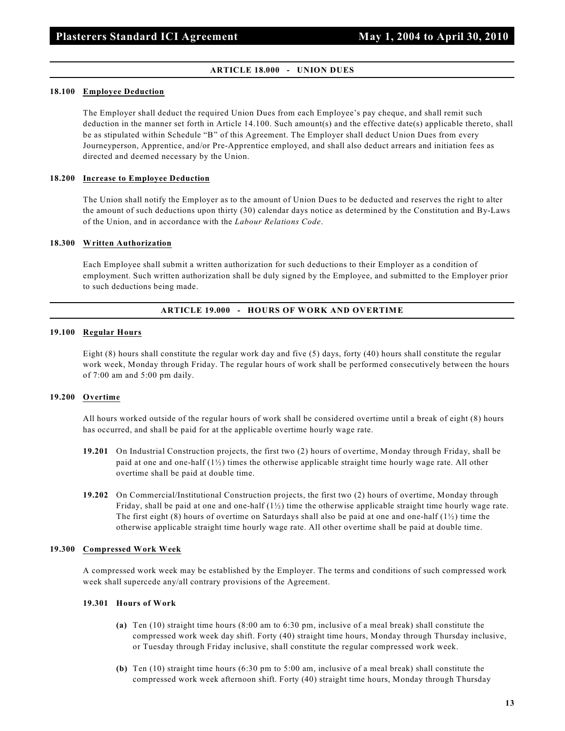## ARTICLE 18.000 - UNION DUES

**18.100 Employee Deduction**

The Employer shall deduct the required Union Dues from each Employee's pay cheque, and shall remit such deduction in the manner set forth in Article 14.100. Such amount(s) and the effective date(s) applicable thereto, shall be as stipulated within Schedule "B" of this Agreement. The Employer shall deduct Union Dues from every Journeyperson, Apprentice, and/or Pre-Apprentice employed, and shall also deduct arrears and initiation fees as directed and deemed necessary by the Union.

**18.200 Increase to Employee Deduction**

The Union shall notify the Employer as to the amount of Union Dues to be deducted and reserves the right to alter the amount of such deductions upon thirty (30) calendar days notice as determined by the Constitution and By-Laws of the Union, and in accordance with the *Labour Relations Code*.

**18.300 Written Authorization**

Each Employee shall submit a written authorization for such deductions to their Employer as a condition of employment. Such written authorization shall be duly signed by the Employee, and submitted to the Employer prior to such deductions being made.

## ARTICLE 19.000 - HOURS OF WORK AND OVERTIME

**19.100 Regular Hours**

Eight (8) hours shall constitute the regular work day and five (5) days, forty (40) hours shall constitute the regular work week, Monday through Friday. The regular hours of work shall be performed consecutively between the hours of 7:00 am and 5:00 pm daily.

**19.200 Overtime**

All hours worked outside of the regular hours of work shall be considered overtime until a break of eight (8) hours has occurred, and shall be paid for at the applicable overtime hourly wage rate.

**19.201** On Industrial Construction projects, the first two (2) hours of overtime, Monday through Friday, shall be paid at one and one-half (1½) times the otherwise applicable straight time hourly wage rate. All other overtime shall be paid at double time.

**19.202** On Commercial/Institutional Construction projects, the first two (2) hours of overtime, Monday through Friday, shall be paid at one and one-half (1½) time the otherwise applicable straight time hourly wage rate. The first eight (8) hours of overtime on Saturdays shall also be paid at one and one-half (1½) time the otherwise applicable straight time hourly wage rate. All other overtime shall be paid at double time.

**19.300 Compressed Work Week**

A compressed work week may be established by the Employer. The terms and conditions of such compressed work week shall supercede any/all contrary provisions of the Agreement.

**19.301 Hours of Work**

**(a)** Ten (10) straight time hours (8:00 am to 6:30 pm, inclusive of a meal break) shall constitute the compressed work week day shift. Forty (40) straight time hours, Monday through Thursday inclusive, or Tuesday through Friday inclusive, shall constitute the regular compressed work week.

**(b)** Ten (10) straight time hours (6:30 pm to 5:00 am, inclusive of a meal break) shall constitute the compressed work week afternoon shift. Forty (40) straight time hours, Monday through Thursday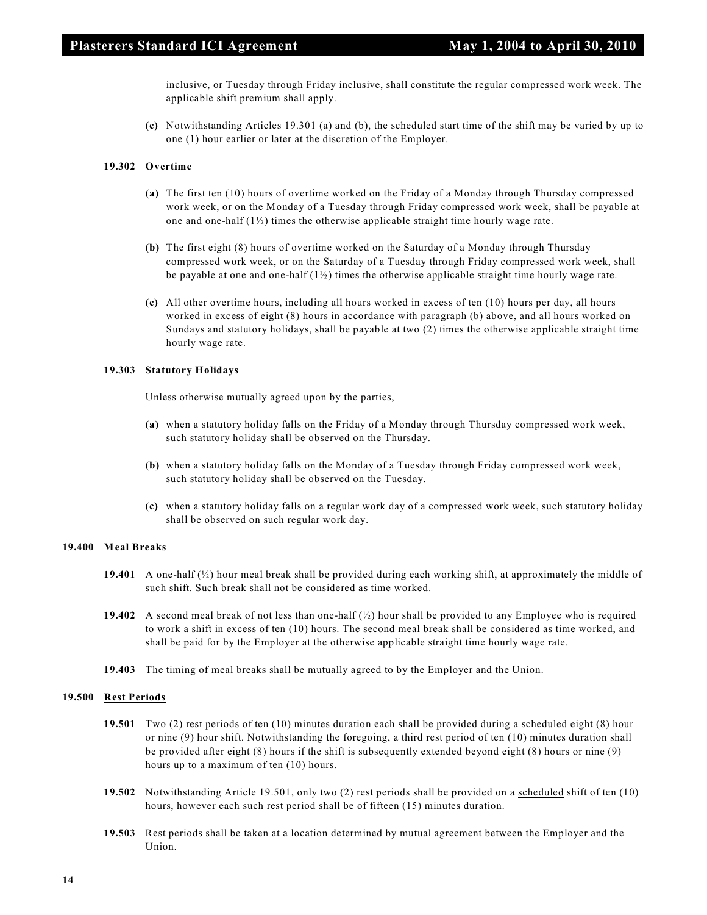inclusive, or Tuesday through Friday inclusive, shall constitute the regular compressed work week. The applicable shift premium shall apply.

**(c)** Notwithstanding Articles 19.301 (a) and (b), the scheduled start time of the shift may be varied by up to one (1) hour earlier or later at the discretion of the Employer.

**19.302 Overtime**

**(a)** The first ten (10) hours of overtime worked on the Friday of a Monday through Thursday compressed work week, or on the Monday of a Tuesday through Friday compressed work week, shall be payable at one and one-half (1½) times the otherwise applicable straight time hourly wage rate.

**(b)** The first eight (8) hours of overtime worked on the Saturday of a Monday through Thursday compressed work week, or on the Saturday of a Tuesday through Friday compressed work week, shall be payable at one and one-half (1½) times the otherwise applicable straight time hourly wage rate.

**(c)** All other overtime hours, including all hours worked in excess of ten (10) hours per day, all hours worked in excess of eight (8) hours in accordance with paragraph (b) above, and all hours worked on Sundays and statutory holidays, shall be payable at two (2) times the otherwise applicable straight time hourly wage rate.

**19.303 Statutory Holidays**

Unless otherwise mutually agreed upon by the parties,

**(a)** when a statutory holiday falls on the Friday of a Monday through Thursday compressed work week, such statutory holiday shall be observed on the Thursday.

**(b)** when a statutory holiday falls on the Monday of a Tuesday through Friday compressed work week, such statutory holiday shall be observed on the Tuesday.

**(c)** when a statutory holiday falls on a regular work day of a compressed work week, such statutory holiday shall be observed on such regular work day.

**19.400 Meal Breaks**

**19.401** A one-half (½) hour meal break shall be provided during each working shift, at approximately the middle of such shift. Such break shall not be considered as time worked.

**19.402** A second meal break of not less than one-half (½) hour shall be provided to any Employee who is required to work a shift in excess of ten (10) hours. The second meal break shall be considered as time worked, and shall be paid for by the Employer at the otherwise applicable straight time hourly wage rate.

**19.403** The timing of meal breaks shall be mutually agreed to by the Employer and the Union.

**19.500 Rest Periods**

**19.501** Two (2) rest periods of ten (10) minutes duration each shall be provided during a scheduled eight (8) hour or nine (9) hour shift. Notwithstanding the foregoing, a third rest period of ten (10) minutes duration shall be provided after eight (8) hours if the shift is subsequently extended beyond eight (8) hours or nine (9) hours up to a maximum of ten (10) hours.

**19.502** Notwithstanding Article 19.501, only two (2) rest periods shall be provided on a scheduled shift of ten (10) hours, however each such rest period shall be of fifteen (15) minutes duration.

**19.503** Rest periods shall be taken at a location determined by mutual agreement between the Employer and the Union.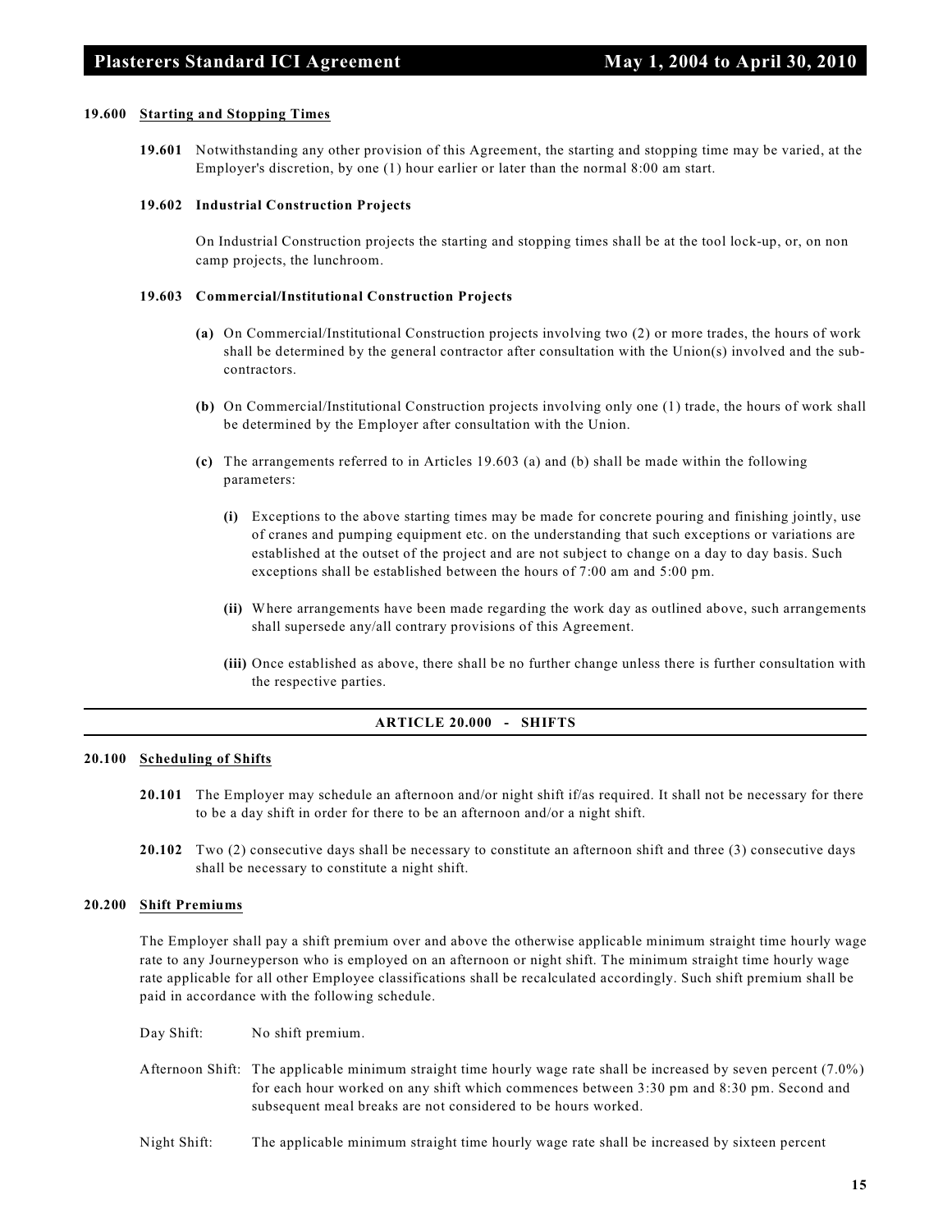#### 19.600 Starting and Stopping Times

**19.601** Notwithstanding any other provision of this Agreement, the starting and stopping time may be varied, at the Employer's discretion, by one (1) hour earlier or later than the normal 8:00 am start.

**19.602 Industrial Construction Projects**

On Industrial Construction projects the starting and stopping times shall be at the tool lock-up, or, on non camp projects, the lunchroom.

**19.603 Commercial/Institutional Construction Projects**

**(a)** On Commercial/Institutional Construction projects involving two (2) or more trades, the hours of work shall be determined by the general contractor after consultation with the Union(s) involved and the sub-contractors.

**(b)** On Commercial/Institutional Construction projects involving only one (1) trade, the hours of work shall be determined by the Employer after consultation with the Union.

**(c)** The arrangements referred to in Articles 19.603 (a) and (b) shall be made within the following parameters:

**(i)** Exceptions to the above starting times may be made for concrete pouring and finishing jointly, use of cranes and pumping equipment etc. on the understanding that such exceptions or variations are established at the outset of the project and are not subject to change on a day to day basis. Such exceptions shall be established between the hours of 7:00 am and 5:00 pm.

**(ii)** Where arrangements have been made regarding the work day as outlined above, such arrangements shall supersede any/all contrary provisions of this Agreement.

**(iii)** Once established as above, there shall be no further change unless there is further consultation with the respective parties.

## ARTICLE 20.000 - SHIFTS

#### 20.100 Scheduling of Shifts

**20.101** The Employer may schedule an afternoon and/or night shift if/as required. It shall not be necessary for there to be a day shift in order for there to be an afternoon and/or a night shift.

**20.102** Two (2) consecutive days shall be necessary to constitute an afternoon shift and three (3) consecutive days shall be necessary to constitute a night shift.

#### 20.200 Shift Premiums

The Employer shall pay a shift premium over and above the otherwise applicable minimum straight time hourly wage rate to any Journeyperson who is employed on an afternoon or night shift. The minimum straight time hourly wage rate applicable for all other Employee classifications shall be recalculated accordingly. Such shift premium shall be paid in accordance with the following schedule.

Day Shift: No shift premium.

Afternoon Shift: The applicable minimum straight time hourly wage rate shall be increased by seven percent (7.0%) for each hour worked on any shift which commences between 3:30 pm and 8:30 pm. Second and subsequent meal breaks are not considered to be hours worked.

Night Shift: The applicable minimum straight time hourly wage rate shall be increased by sixteen percent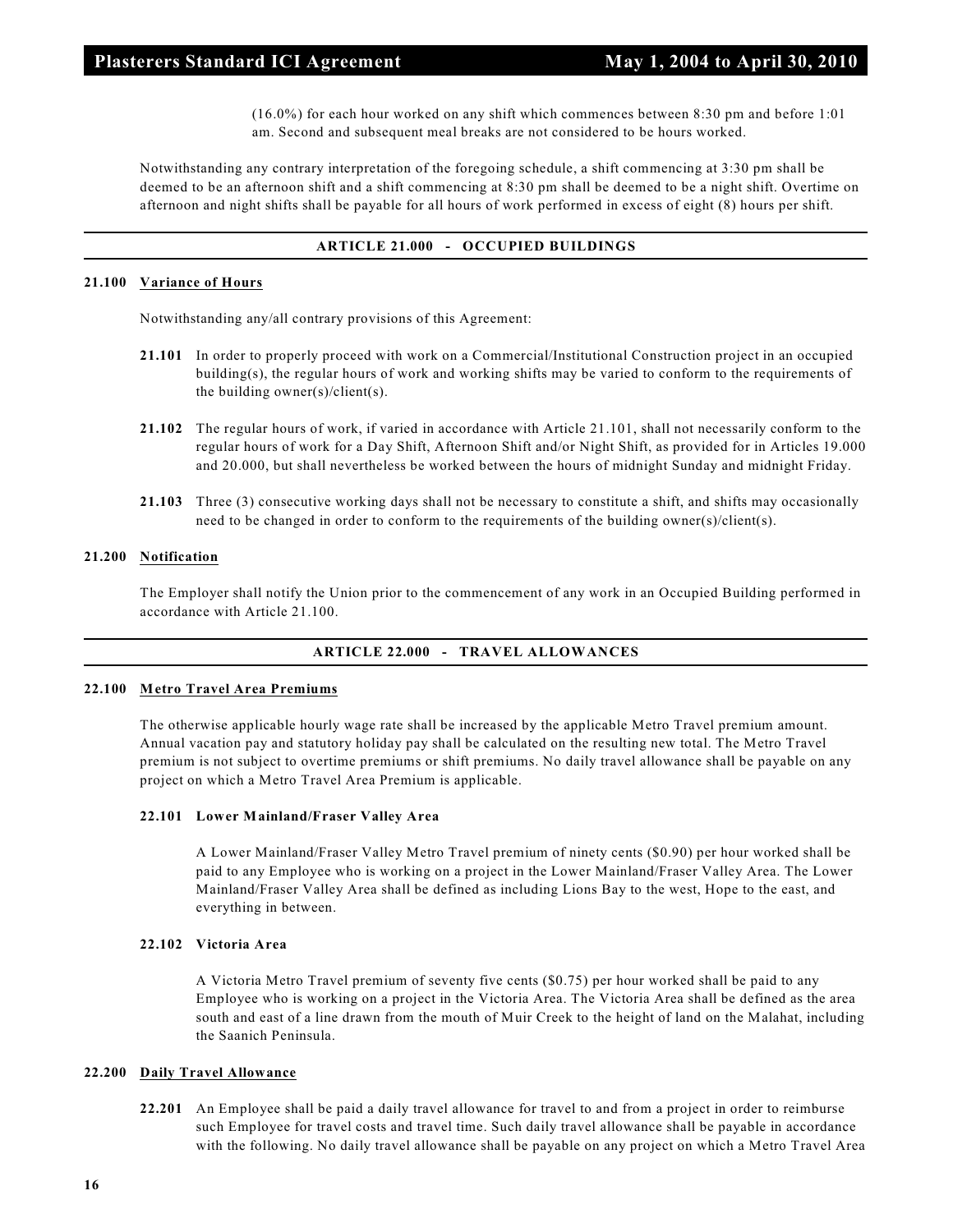(16.0%) for each hour worked on any shift which commences between 8:30 pm and before 1:01 am. Second and subsequent meal breaks are not considered to be hours worked.

Notwithstanding any contrary interpretation of the foregoing schedule, a shift commencing at 3:30 pm shall be deemed to be an afternoon shift and a shift commencing at 8:30 pm shall be deemed to be a night shift. Overtime on afternoon and night shifts shall be payable for all hours of work performed in excess of eight (8) hours per shift.

## ARTICLE 21.000 - OCCUPIED BUILDINGS

### 21.100 Variance of Hours

Notwithstanding any/all contrary provisions of this Agreement:

**21.101** In order to properly proceed with work on a Commercial/Institutional Construction project in an occupied building(s), the regular hours of work and working shifts may be varied to conform to the requirements of the building owner(s)/client(s).

**21.102** The regular hours of work, if varied in accordance with Article 21.101, shall not necessarily conform to the regular hours of work for a Day Shift, Afternoon Shift and/or Night Shift, as provided for in Articles 19.000 and 20.000, but shall nevertheless be worked between the hours of midnight Sunday and midnight Friday.

**21.103** Three (3) consecutive working days shall not be necessary to constitute a shift, and shifts may occasionally need to be changed in order to conform to the requirements of the building owner(s)/client(s).

### 21.200 Notification

The Employer shall notify the Union prior to the commencement of any work in an Occupied Building performed in accordance with Article 21.100.

## ARTICLE 22.000 - TRAVEL ALLOWANCES

### 22.100 Metro Travel Area Premiums

The otherwise applicable hourly wage rate shall be increased by the applicable Metro Travel premium amount. Annual vacation pay and statutory holiday pay shall be calculated on the resulting new total. The Metro Travel premium is not subject to overtime premiums or shift premiums. No daily travel allowance shall be payable on any project on which a Metro Travel Area Premium is applicable.

#### 22.101 Lower Mainland/Fraser Valley Area

A Lower Mainland/Fraser Valley Metro Travel premium of ninety cents ($0.90) per hour worked shall be paid to any Employee who is working on a project in the Lower Mainland/Fraser Valley Area. The Lower Mainland/Fraser Valley Area shall be defined as including Lions Bay to the west, Hope to the east, and everything in between.

#### 22.102 Victoria Area

A Victoria Metro Travel premium of seventy five cents ($0.75) per hour worked shall be paid to any Employee who is working on a project in the Victoria Area. The Victoria Area shall be defined as the area south and east of a line drawn from the mouth of Muir Creek to the height of land on the Malahat, including the Saanich Peninsula.

### 22.200 Daily Travel Allowance

**22.201** An Employee shall be paid a daily travel allowance for travel to and from a project in order to reimburse such Employee for travel costs and travel time. Such daily travel allowance shall be payable in accordance with the following. No daily travel allowance shall be payable on any project on which a Metro Travel Area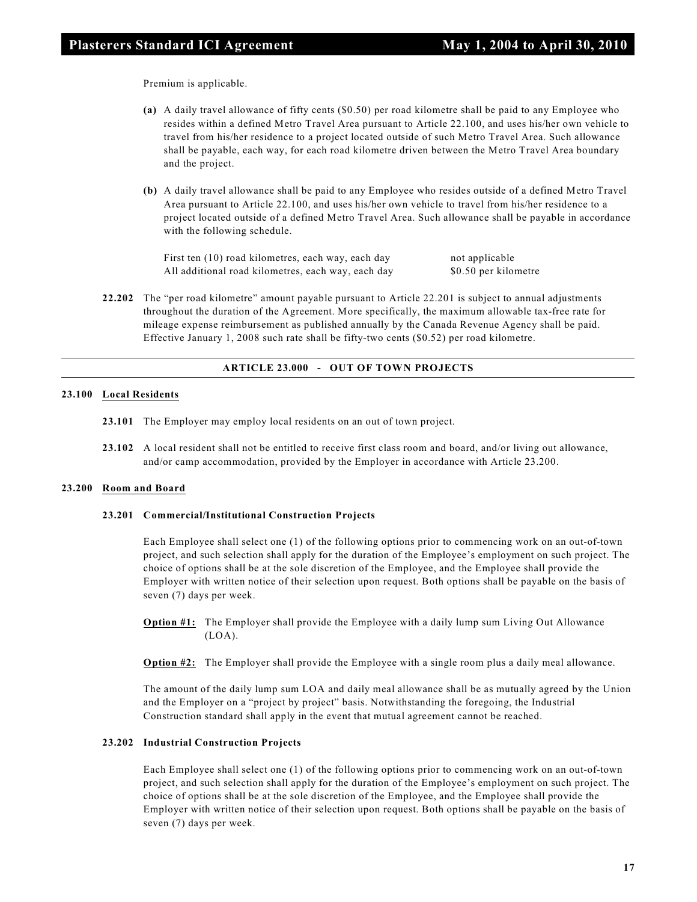Premium is applicable.

**(a)** A daily travel allowance of fifty cents ($0.50) per road kilometre shall be paid to any Employee who resides within a defined Metro Travel Area pursuant to Article 22.100, and uses his/her own vehicle to travel from his/her residence to a project located outside of such Metro Travel Area. Such allowance shall be payable, each way, for each road kilometre driven between the Metro Travel Area boundary and the project.

**(b)** A daily travel allowance shall be paid to any Employee who resides outside of a defined Metro Travel Area pursuant to Article 22.100, and uses his/her own vehicle to travel from his/her residence to a project located outside of a defined Metro Travel Area. Such allowance shall be payable in accordance with the following schedule.

| | |
|---|---|
| First ten (10) road kilometres, each way, each day | not applicable |
| All additional road kilometres, each way, each day | $0.50 per kilometre |

**22.202** The "per road kilometre" amount payable pursuant to Article 22.201 is subject to annual adjustments throughout the duration of the Agreement. More specifically, the maximum allowable tax-free rate for mileage expense reimbursement as published annually by the Canada Revenue Agency shall be paid. Effective January 1, 2008 such rate shall be fifty-two cents ($0.52) per road kilometre.

## ARTICLE 23.000 - OUT OF TOWN PROJECTS

### 23.100 Local Residents

**23.101** The Employer may employ local residents on an out of town project.

**23.102** A local resident shall not be entitled to receive first class room and board, and/or living out allowance, and/or camp accommodation, provided by the Employer in accordance with Article 23.200.

### 23.200 Room and Board

#### 23.201 Commercial/Institutional Construction Projects

Each Employee shall select one (1) of the following options prior to commencing work on an out-of-town project, and such selection shall apply for the duration of the Employee's employment on such project. The choice of options shall be at the sole discretion of the Employee, and the Employee shall provide the Employer with written notice of their selection upon request. Both options shall be payable on the basis of seven (7) days per week.

**Option #1:** The Employer shall provide the Employee with a daily lump sum Living Out Allowance (LOA).

**Option #2:** The Employer shall provide the Employee with a single room plus a daily meal allowance.

The amount of the daily lump sum LOA and daily meal allowance shall be as mutually agreed by the Union and the Employer on a "project by project" basis. Notwithstanding the foregoing, the Industrial Construction standard shall apply in the event that mutual agreement cannot be reached.

#### 23.202 Industrial Construction Projects

Each Employee shall select one (1) of the following options prior to commencing work on an out-of-town project, and such selection shall apply for the duration of the Employee's employment on such project. The choice of options shall be at the sole discretion of the Employee, and the Employee shall provide the Employer with written notice of their selection upon request. Both options shall be payable on the basis of seven (7) days per week.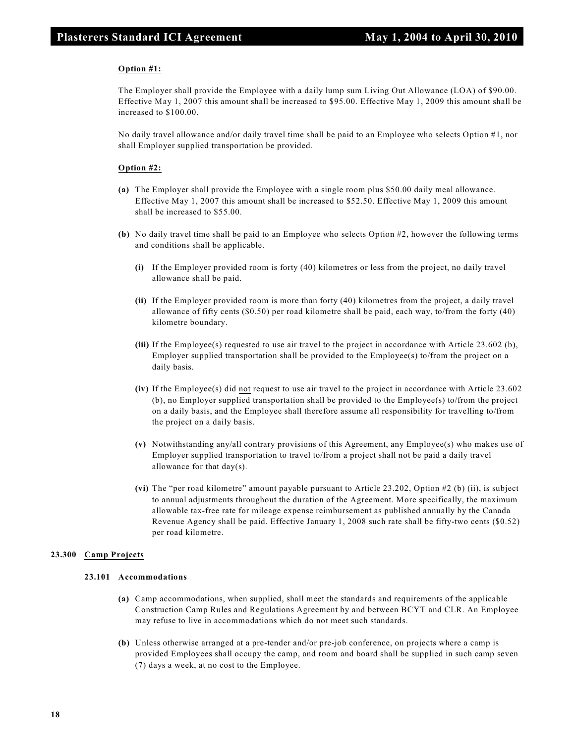**Option #1:**

The Employer shall provide the Employee with a daily lump sum Living Out Allowance (LOA) of $90.00. Effective May 1, 2007 this amount shall be increased to $95.00. Effective May 1, 2009 this amount shall be increased to $100.00.

No daily travel allowance and/or daily travel time shall be paid to an Employee who selects Option #1, nor shall Employer supplied transportation be provided.

**Option #2:**

**(a)** The Employer shall provide the Employee with a single room plus $50.00 daily meal allowance. Effective May 1, 2007 this amount shall be increased to $52.50. Effective May 1, 2009 this amount shall be increased to $55.00.

**(b)** No daily travel time shall be paid to an Employee who selects Option #2, however the following terms and conditions shall be applicable.

- **(i)** If the Employer provided room is forty (40) kilometres or less from the project, no daily travel allowance shall be paid.

- **(ii)** If the Employer provided room is more than forty (40) kilometres from the project, a daily travel allowance of fifty cents ($0.50) per road kilometre shall be paid, each way, to/from the forty (40) kilometre boundary.

- **(iii)** If the Employee(s) requested to use air travel to the project in accordance with Article 23.602 (b), Employer supplied transportation shall be provided to the Employee(s) to/from the project on a daily basis.

- **(iv)** If the Employee(s) did not request to use air travel to the project in accordance with Article 23.602 (b), no Employer supplied transportation shall be provided to the Employee(s) to/from the project on a daily basis, and the Employee shall therefore assume all responsibility for travelling to/from the project on a daily basis.

- **(v)** Notwithstanding any/all contrary provisions of this Agreement, any Employee(s) who makes use of Employer supplied transportation to travel to/from a project shall not be paid a daily travel allowance for that day(s).

- **(vi)** The "per road kilometre" amount payable pursuant to Article 23.202, Option #2 (b) (ii), is subject to annual adjustments throughout the duration of the Agreement. More specifically, the maximum allowable tax-free rate for mileage expense reimbursement as published annually by the Canada Revenue Agency shall be paid. Effective January 1, 2008 such rate shall be fifty-two cents ($0.52) per road kilometre.

### 23.300 Camp Projects

#### 23.101 Accommodations

**(a)** Camp accommodations, when supplied, shall meet the standards and requirements of the applicable Construction Camp Rules and Regulations Agreement by and between BCYT and CLR. An Employee may refuse to live in accommodations which do not meet such standards.

**(b)** Unless otherwise arranged at a pre-tender and/or pre-job conference, on projects where a camp is provided Employees shall occupy the camp, and room and board shall be supplied in such camp seven (7) days a week, at no cost to the Employee.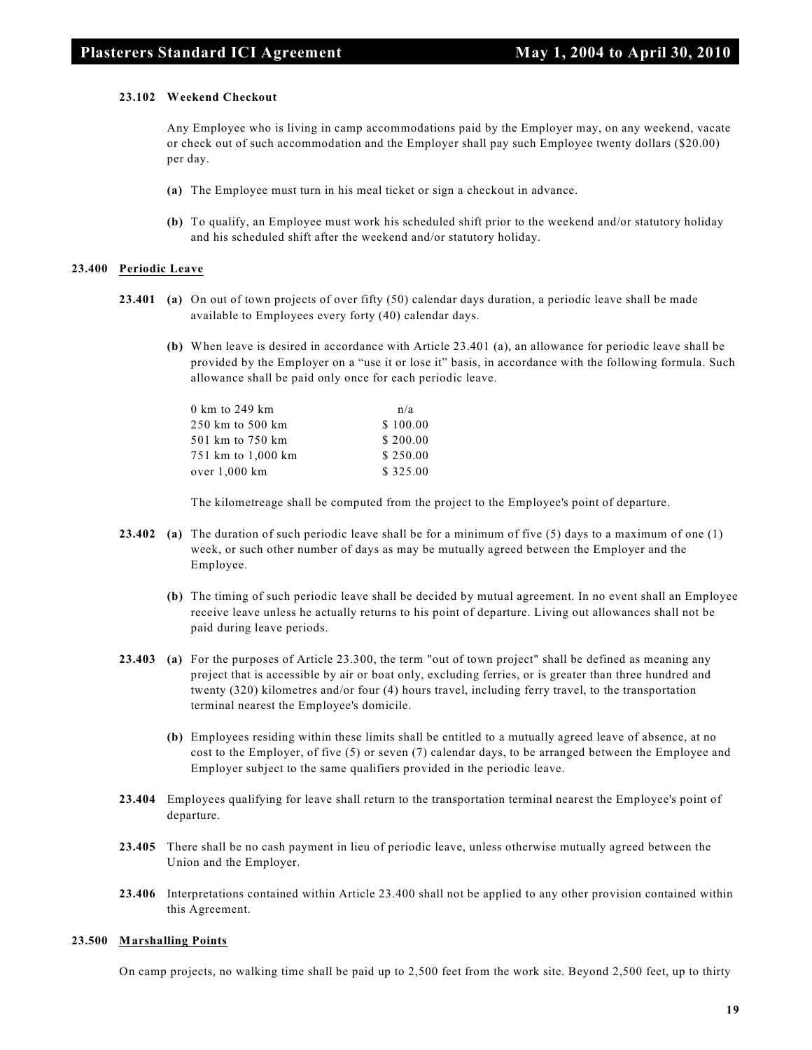#### 23.102 Weekend Checkout

Any Employee who is living in camp accommodations paid by the Employer may, on any weekend, vacate or check out of such accommodation and the Employer shall pay such Employee twenty dollars ($20.00) per day.

**(a)** The Employee must turn in his meal ticket or sign a checkout in advance.

**(b)** To qualify, an Employee must work his scheduled shift prior to the weekend and/or statutory holiday and his scheduled shift after the weekend and/or statutory holiday.

### 23.400 Periodic Leave

**23.401** **(a)** On out of town projects of over fifty (50) calendar days duration, a periodic leave shall be made available to Employees every forty (40) calendar days.

**(b)** When leave is desired in accordance with Article 23.401 (a), an allowance for periodic leave shall be provided by the Employer on a "use it or lose it" basis, in accordance with the following formula. Such allowance shall be paid only once for each periodic leave.

| | |
|---|---|
| 0 km to 249 km | n/a |
| 250 km to 500 km | $ 100.00 |
| 501 km to 750 km | $ 200.00 |
| 751 km to 1,000 km | $ 250.00 |
| over 1,000 km | $ 325.00 |

The kilometreage shall be computed from the project to the Employee's point of departure.

**23.402** **(a)** The duration of such periodic leave shall be for a minimum of five (5) days to a maximum of one (1) week, or such other number of days as may be mutually agreed between the Employer and the Employee.

**(b)** The timing of such periodic leave shall be decided by mutual agreement. In no event shall an Employee receive leave unless he actually returns to his point of departure. Living out allowances shall not be paid during leave periods.

**23.403** **(a)** For the purposes of Article 23.300, the term "out of town project" shall be defined as meaning any project that is accessible by air or boat only, excluding ferries, or is greater than three hundred and twenty (320) kilometres and/or four (4) hours travel, including ferry travel, to the transportation terminal nearest the Employee's domicile.

**(b)** Employees residing within these limits shall be entitled to a mutually agreed leave of absence, at no cost to the Employer, of five (5) or seven (7) calendar days, to be arranged between the Employee and Employer subject to the same qualifiers provided in the periodic leave.

**23.404** Employees qualifying for leave shall return to the transportation terminal nearest the Employee's point of departure.

**23.405** There shall be no cash payment in lieu of periodic leave, unless otherwise mutually agreed between the Union and the Employer.

**23.406** Interpretations contained within Article 23.400 shall not be applied to any other provision contained within this Agreement.

### 23.500 Marshalling Points

On camp projects, no walking time shall be paid up to 2,500 feet from the work site. Beyond 2,500 feet, up to thirty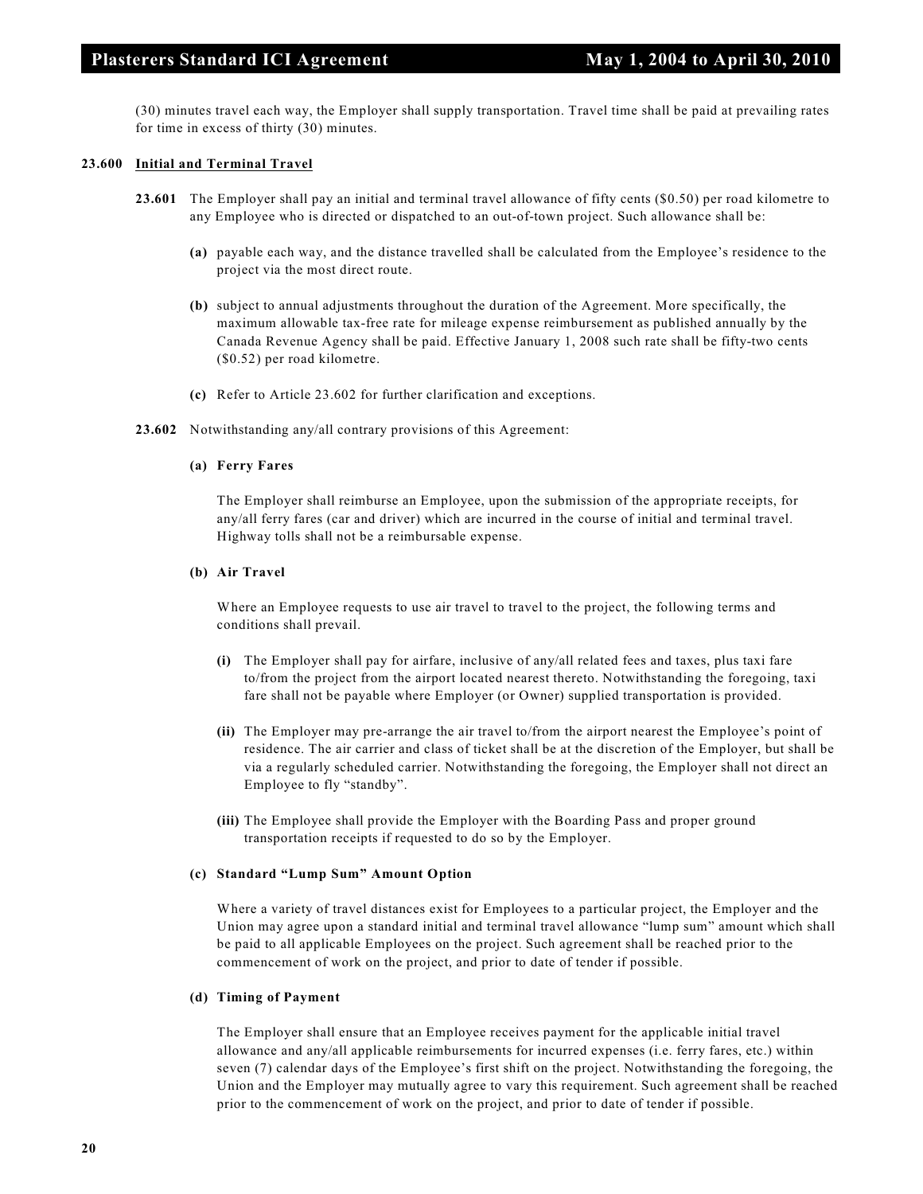(30) minutes travel each way, the Employer shall supply transportation. Travel time shall be paid at prevailing rates for time in excess of thirty (30) minutes.

**23.600 Initial and Terminal Travel**

**23.601** The Employer shall pay an initial and terminal travel allowance of fifty cents ($0.50) per road kilometre to any Employee who is directed or dispatched to an out-of-town project. Such allowance shall be:

**(a)** payable each way, and the distance travelled shall be calculated from the Employee's residence to the project via the most direct route.

**(b)** subject to annual adjustments throughout the duration of the Agreement. More specifically, the maximum allowable tax-free rate for mileage expense reimbursement as published annually by the Canada Revenue Agency shall be paid. Effective January 1, 2008 such rate shall be fifty-two cents ($0.52) per road kilometre.

**(c)** Refer to Article 23.602 for further clarification and exceptions.

**23.602** Notwithstanding any/all contrary provisions of this Agreement:

**(a) Ferry Fares**

The Employer shall reimburse an Employee, upon the submission of the appropriate receipts, for any/all ferry fares (car and driver) which are incurred in the course of initial and terminal travel. Highway tolls shall not be a reimbursable expense.

**(b) Air Travel**

Where an Employee requests to use air travel to travel to the project, the following terms and conditions shall prevail.

**(i)** The Employer shall pay for airfare, inclusive of any/all related fees and taxes, plus taxi fare to/from the project from the airport located nearest thereto. Notwithstanding the foregoing, taxi fare shall not be payable where Employer (or Owner) supplied transportation is provided.

**(ii)** The Employer may pre-arrange the air travel to/from the airport nearest the Employee's point of residence. The air carrier and class of ticket shall be at the discretion of the Employer, but shall be via a regularly scheduled carrier. Notwithstanding the foregoing, the Employer shall not direct an Employee to fly "standby".

**(iii)** The Employee shall provide the Employer with the Boarding Pass and proper ground transportation receipts if requested to do so by the Employer.

**(c) Standard "Lump Sum" Amount Option**

Where a variety of travel distances exist for Employees to a particular project, the Employer and the Union may agree upon a standard initial and terminal travel allowance "lump sum" amount which shall be paid to all applicable Employees on the project. Such agreement shall be reached prior to the commencement of work on the project, and prior to date of tender if possible.

**(d) Timing of Payment**

The Employer shall ensure that an Employee receives payment for the applicable initial travel allowance and any/all applicable reimbursements for incurred expenses (i.e. ferry fares, etc.) within seven (7) calendar days of the Employee's first shift on the project. Notwithstanding the foregoing, the Union and the Employer may mutually agree to vary this requirement. Such agreement shall be reached prior to the commencement of work on the project, and prior to date of tender if possible.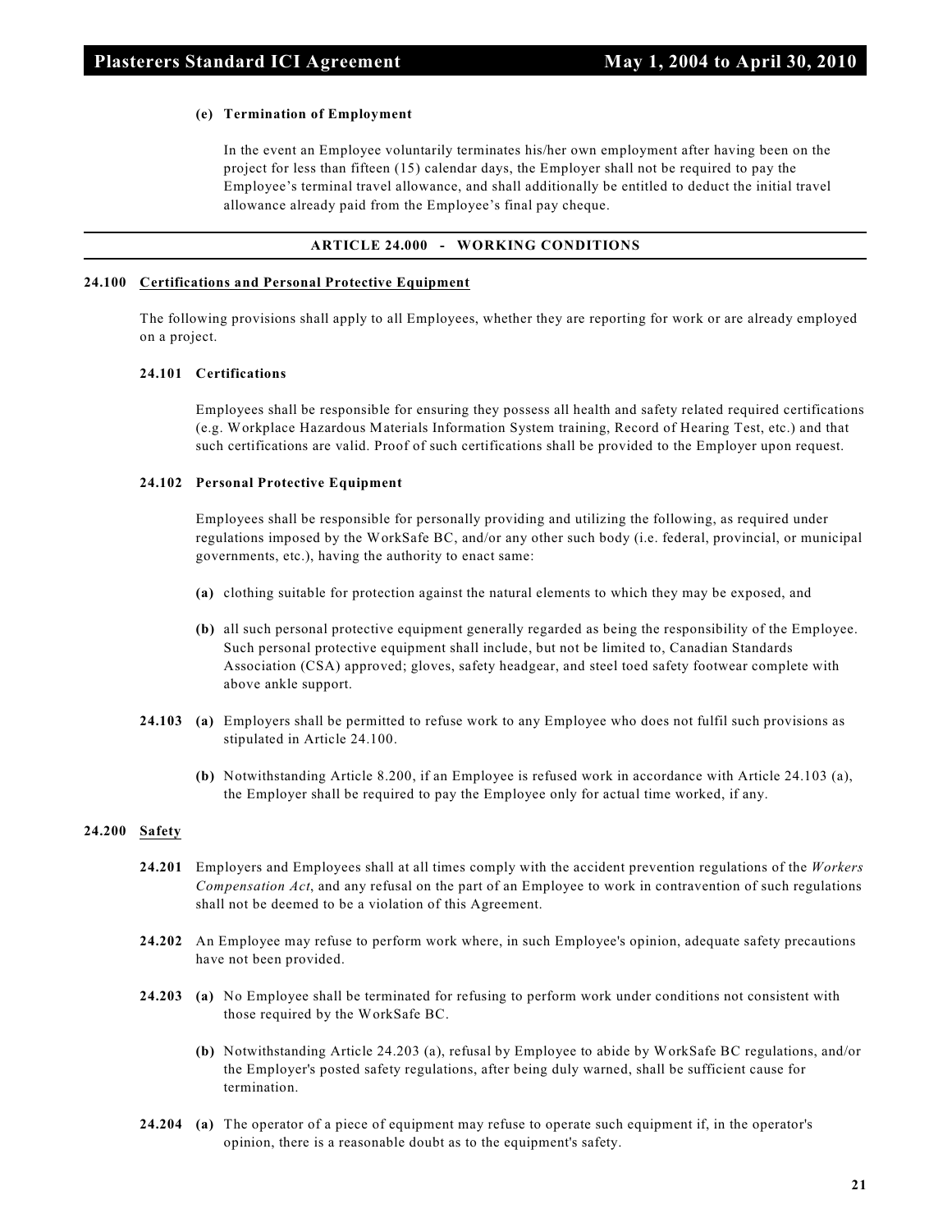**(e) Termination of Employment**

In the event an Employee voluntarily terminates his/her own employment after having been on the project for less than fifteen (15) calendar days, the Employer shall not be required to pay the Employee's terminal travel allowance, and shall additionally be entitled to deduct the initial travel allowance already paid from the Employee's final pay cheque.

## ARTICLE 24.000 - WORKING CONDITIONS

### 24.100 Certifications and Personal Protective Equipment

The following provisions shall apply to all Employees, whether they are reporting for work or are already employed on a project.

**24.101 Certifications**

Employees shall be responsible for ensuring they possess all health and safety related required certifications (e.g. Workplace Hazardous Materials Information System training, Record of Hearing Test, etc.) and that such certifications are valid. Proof of such certifications shall be provided to the Employer upon request.

**24.102 Personal Protective Equipment**

Employees shall be responsible for personally providing and utilizing the following, as required under regulations imposed by the WorkSafe BC, and/or any other such body (i.e. federal, provincial, or municipal governments, etc.), having the authority to enact same:

**(a)** clothing suitable for protection against the natural elements to which they may be exposed, and

**(b)** all such personal protective equipment generally regarded as being the responsibility of the Employee. Such personal protective equipment shall include, but not be limited to, Canadian Standards Association (CSA) approved; gloves, safety headgear, and steel toed safety footwear complete with above ankle support.

**24.103** **(a)** Employers shall be permitted to refuse work to any Employee who does not fulfil such provisions as stipulated in Article 24.100.

**(b)** Notwithstanding Article 8.200, if an Employee is refused work in accordance with Article 24.103 (a), the Employer shall be required to pay the Employee only for actual time worked, if any.

### 24.200 Safety

**24.201** Employers and Employees shall at all times comply with the accident prevention regulations of the *Workers Compensation Act*, and any refusal on the part of an Employee to work in contravention of such regulations shall not be deemed to be a violation of this Agreement.

**24.202** An Employee may refuse to perform work where, in such Employee's opinion, adequate safety precautions have not been provided.

**24.203** **(a)** No Employee shall be terminated for refusing to perform work under conditions not consistent with those required by the WorkSafe BC.

**(b)** Notwithstanding Article 24.203 (a), refusal by Employee to abide by WorkSafe BC regulations, and/or the Employer's posted safety regulations, after being duly warned, shall be sufficient cause for termination.

**24.204** **(a)** The operator of a piece of equipment may refuse to operate such equipment if, in the operator's opinion, there is a reasonable doubt as to the equipment's safety.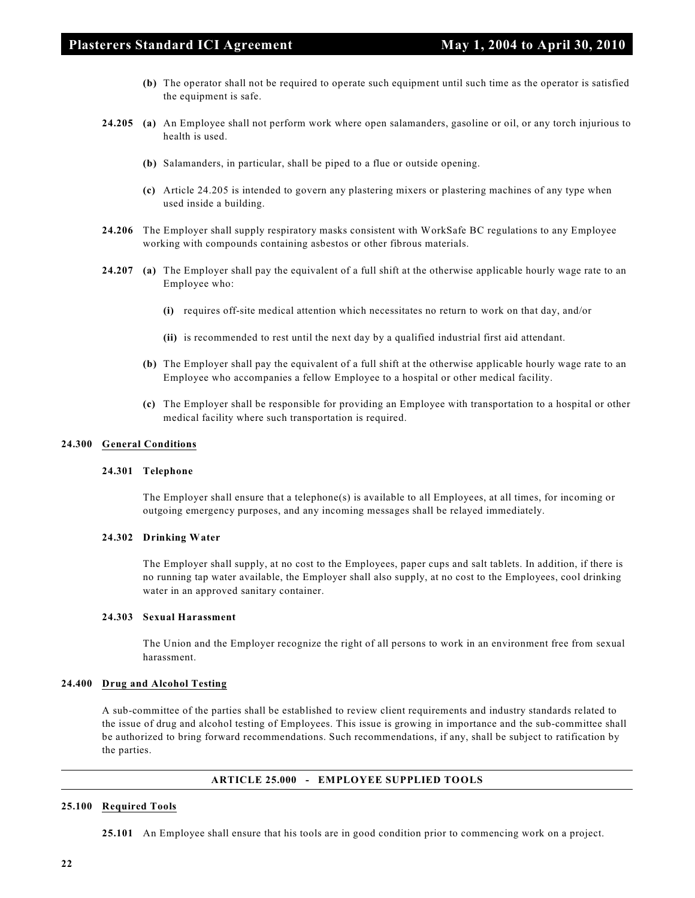**(b)** The operator shall not be required to operate such equipment until such time as the operator is satisfied the equipment is safe.

**24.205** **(a)** An Employee shall not perform work where open salamanders, gasoline or oil, or any torch injurious to health is used.

**(b)** Salamanders, in particular, shall be piped to a flue or outside opening.

**(c)** Article 24.205 is intended to govern any plastering mixers or plastering machines of any type when used inside a building.

**24.206** The Employer shall supply respiratory masks consistent with WorkSafe BC regulations to any Employee working with compounds containing asbestos or other fibrous materials.

**24.207** **(a)** The Employer shall pay the equivalent of a full shift at the otherwise applicable hourly wage rate to an Employee who:

**(i)** requires off-site medical attention which necessitates no return to work on that day, and/or

**(ii)** is recommended to rest until the next day by a qualified industrial first aid attendant.

**(b)** The Employer shall pay the equivalent of a full shift at the otherwise applicable hourly wage rate to an Employee who accompanies a fellow Employee to a hospital or other medical facility.

**(c)** The Employer shall be responsible for providing an Employee with transportation to a hospital or other medical facility where such transportation is required.

### 24.300 General Conditions

#### 24.301 Telephone

The Employer shall ensure that a telephone(s) is available to all Employees, at all times, for incoming or outgoing emergency purposes, and any incoming messages shall be relayed immediately.

#### 24.302 Drinking Water

The Employer shall supply, at no cost to the Employees, paper cups and salt tablets. In addition, if there is no running tap water available, the Employer shall also supply, at no cost to the Employees, cool drinking water in an approved sanitary container.

#### 24.303 Sexual Harassment

The Union and the Employer recognize the right of all persons to work in an environment free from sexual harassment.

### 24.400 Drug and Alcohol Testing

A sub-committee of the parties shall be established to review client requirements and industry standards related to the issue of drug and alcohol testing of Employees. This issue is growing in importance and the sub-committee shall be authorized to bring forward recommendations. Such recommendations, if any, shall be subject to ratification by the parties.

## ARTICLE 25.000 - EMPLOYEE SUPPLIED TOOLS

### 25.100 Required Tools

**25.101** An Employee shall ensure that his tools are in good condition prior to commencing work on a project.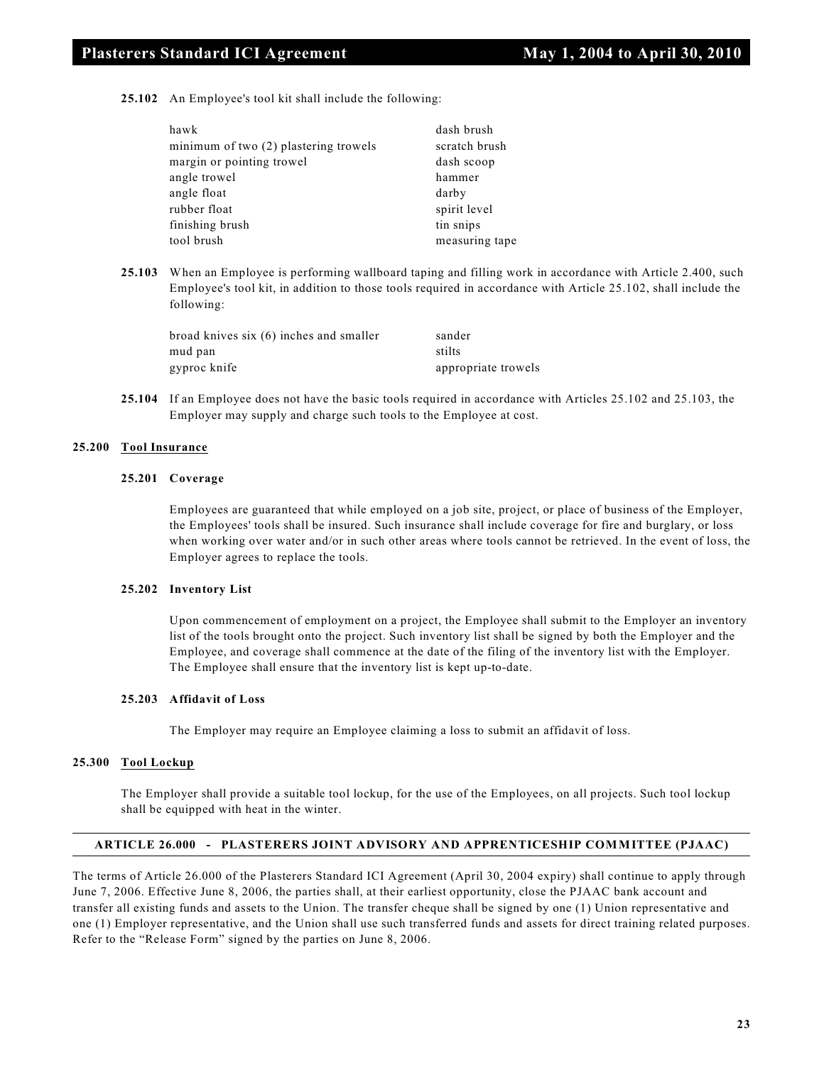**25.102** An Employee's tool kit shall include the following:

| | |
|---|---|
| hawk | dash brush |
| minimum of two (2) plastering trowels | scratch brush |
| margin or pointing trowel | dash scoop |
| angle trowel | hammer |
| angle float | darby |
| rubber float | spirit level |
| finishing brush | tin snips |
| tool brush | measuring tape |

**25.103** When an Employee is performing wallboard taping and filling work in accordance with Article 2.400, such Employee's tool kit, in addition to those tools required in accordance with Article 25.102, shall include the following:

| | |
|---|---|
| broad knives six (6) inches and smaller | sander |
| mud pan | stilts |
| gyproc knife | appropriate trowels |

**25.104** If an Employee does not have the basic tools required in accordance with Articles 25.102 and 25.103, the Employer may supply and charge such tools to the Employee at cost.

**25.200** **Tool Insurance**

**25.201 Coverage**

Employees are guaranteed that while employed on a job site, project, or place of business of the Employer, the Employees' tools shall be insured. Such insurance shall include coverage for fire and burglary, or loss when working over water and/or in such other areas where tools cannot be retrieved. In the event of loss, the Employer agrees to replace the tools.

**25.202 Inventory List**

Upon commencement of employment on a project, the Employee shall submit to the Employer an inventory list of the tools brought onto the project. Such inventory list shall be signed by both the Employer and the Employee, and coverage shall commence at the date of the filing of the inventory list with the Employer. The Employee shall ensure that the inventory list is kept up-to-date.

**25.203 Affidavit of Loss**

The Employer may require an Employee claiming a loss to submit an affidavit of loss.

**25.300** **Tool Lockup**

The Employer shall provide a suitable tool lockup, for the use of the Employees, on all projects. Such tool lockup shall be equipped with heat in the winter.

## ARTICLE 26.000 - PLASTERERS JOINT ADVISORY AND APPRENTICESHIP COMMITTEE (PJAAC)

The terms of Article 26.000 of the Plasterers Standard ICI Agreement (April 30, 2004 expiry) shall continue to apply through June 7, 2006. Effective June 8, 2006, the parties shall, at their earliest opportunity, close the PJAAC bank account and transfer all existing funds and assets to the Union. The transfer cheque shall be signed by one (1) Union representative and one (1) Employer representative, and the Union shall use such transferred funds and assets for direct training related purposes. Refer to the "Release Form" signed by the parties on June 8, 2006.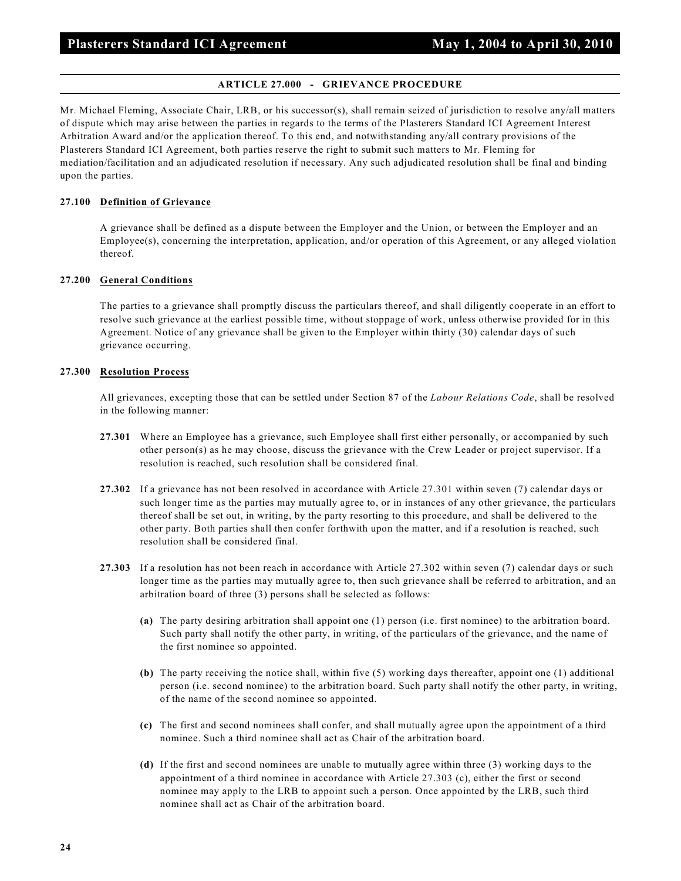## ARTICLE 27.000 - GRIEVANCE PROCEDURE

Mr. Michael Fleming, Associate Chair, LRB, or his successor(s), shall remain seized of jurisdiction to resolve any/all matters of dispute which may arise between the parties in regards to the terms of the Plasterers Standard ICI Agreement Interest Arbitration Award and/or the application thereof. To this end, and notwithstanding any/all contrary provisions of the Plasterers Standard ICI Agreement, both parties reserve the right to submit such matters to Mr. Fleming for mediation/facilitation and an adjudicated resolution if necessary. Any such adjudicated resolution shall be final and binding upon the parties.

### 27.100 Definition of Grievance

A grievance shall be defined as a dispute between the Employer and the Union, or between the Employer and an Employee(s), concerning the interpretation, application, and/or operation of this Agreement, or any alleged violation thereof.

### 27.200 General Conditions

The parties to a grievance shall promptly discuss the particulars thereof, and shall diligently cooperate in an effort to resolve such grievance at the earliest possible time, without stoppage of work, unless otherwise provided for in this Agreement. Notice of any grievance shall be given to the Employer within thirty (30) calendar days of such grievance occurring.

### 27.300 Resolution Process

All grievances, excepting those that can be settled under Section 87 of the *Labour Relations Code*, shall be resolved in the following manner:

**27.301** Where an Employee has a grievance, such Employee shall first either personally, or accompanied by such other person(s) as he may choose, discuss the grievance with the Crew Leader or project supervisor. If a resolution is reached, such resolution shall be considered final.

**27.302** If a grievance has not been resolved in accordance with Article 27.301 within seven (7) calendar days or such longer time as the parties may mutually agree to, or in instances of any other grievance, the particulars thereof shall be set out, in writing, by the party resorting to this procedure, and shall be delivered to the other party. Both parties shall then confer forthwith upon the matter, and if a resolution is reached, such resolution shall be considered final.

**27.303** If a resolution has not been reach in accordance with Article 27.302 within seven (7) calendar days or such longer time as the parties may mutually agree to, then such grievance shall be referred to arbitration, and an arbitration board of three (3) persons shall be selected as follows:

**(a)** The party desiring arbitration shall appoint one (1) person (i.e. first nominee) to the arbitration board. Such party shall notify the other party, in writing, of the particulars of the grievance, and the name of the first nominee so appointed.

**(b)** The party receiving the notice shall, within five (5) working days thereafter, appoint one (1) additional person (i.e. second nominee) to the arbitration board. Such party shall notify the other party, in writing, of the name of the second nominee so appointed.

**(c)** The first and second nominees shall confer, and shall mutually agree upon the appointment of a third nominee. Such a third nominee shall act as Chair of the arbitration board.

**(d)** If the first and second nominees are unable to mutually agree within three (3) working days to the appointment of a third nominee in accordance with Article 27.303 (c), either the first or second nominee may apply to the LRB to appoint such a person. Once appointed by the LRB, such third nominee shall act as Chair of the arbitration board.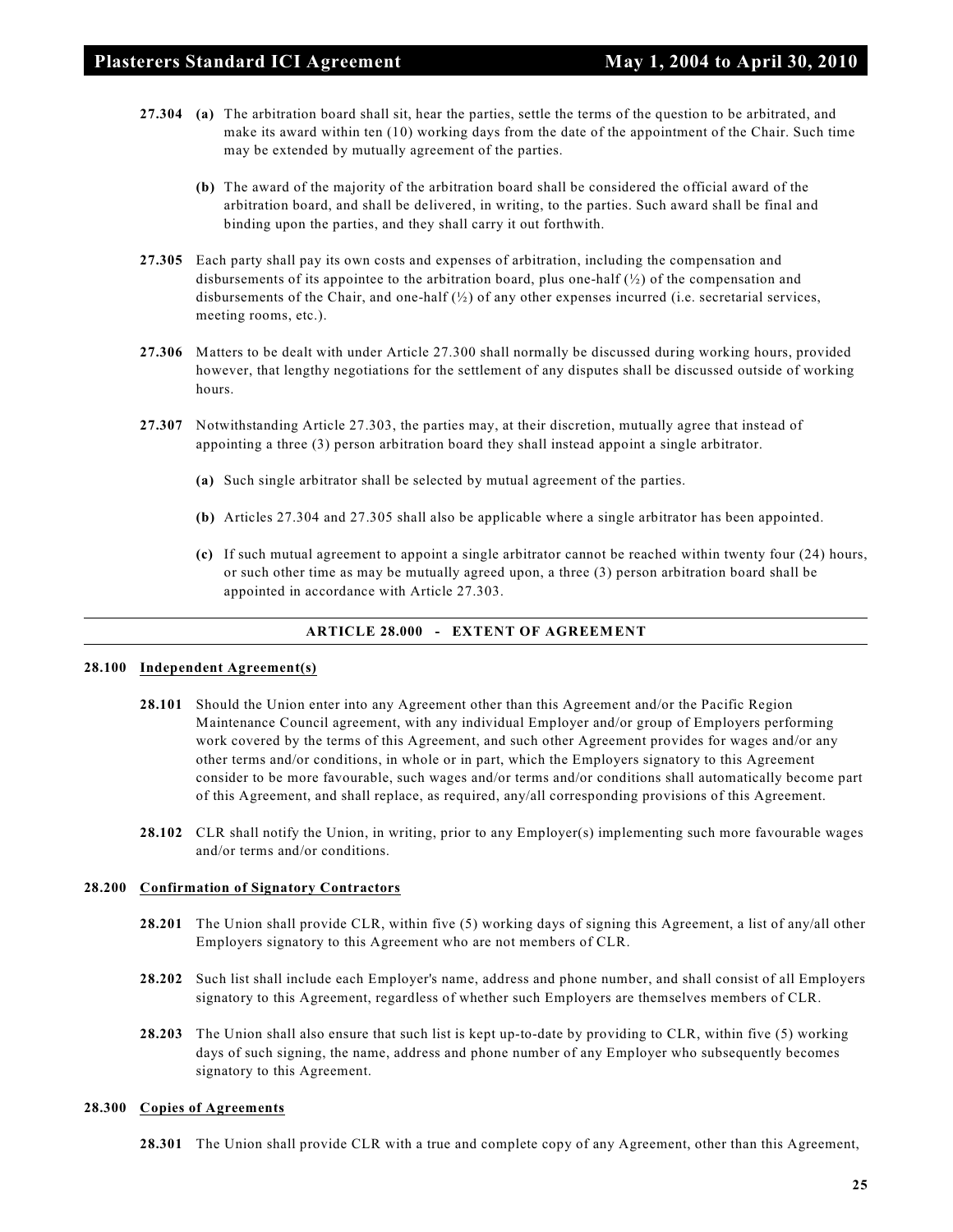**27.304** **(a)** The arbitration board shall sit, hear the parties, settle the terms of the question to be arbitrated, and make its award within ten (10) working days from the date of the appointment of the Chair. Such time may be extended by mutually agreement of the parties.

**(b)** The award of the majority of the arbitration board shall be considered the official award of the arbitration board, and shall be delivered, in writing, to the parties. Such award shall be final and binding upon the parties, and they shall carry it out forthwith.

**27.305** Each party shall pay its own costs and expenses of arbitration, including the compensation and disbursements of its appointee to the arbitration board, plus one-half (½) of the compensation and disbursements of the Chair, and one-half (½) of any other expenses incurred (i.e. secretarial services, meeting rooms, etc.).

**27.306** Matters to be dealt with under Article 27.300 shall normally be discussed during working hours, provided however, that lengthy negotiations for the settlement of any disputes shall be discussed outside of working hours.

**27.307** Notwithstanding Article 27.303, the parties may, at their discretion, mutually agree that instead of appointing a three (3) person arbitration board they shall instead appoint a single arbitrator.

**(a)** Such single arbitrator shall be selected by mutual agreement of the parties.

**(b)** Articles 27.304 and 27.305 shall also be applicable where a single arbitrator has been appointed.

**(c)** If such mutual agreement to appoint a single arbitrator cannot be reached within twenty four (24) hours, or such other time as may be mutually agreed upon, a three (3) person arbitration board shall be appointed in accordance with Article 27.303.

## ARTICLE 28.000 - EXTENT OF AGREEMENT

### 28.100 Independent Agreement(s)

**28.101** Should the Union enter into any Agreement other than this Agreement and/or the Pacific Region Maintenance Council agreement, with any individual Employer and/or group of Employers performing work covered by the terms of this Agreement, and such other Agreement provides for wages and/or any other terms and/or conditions, in whole or in part, which the Employers signatory to this Agreement consider to be more favourable, such wages and/or terms and/or conditions shall automatically become part of this Agreement, and shall replace, as required, any/all corresponding provisions of this Agreement.

**28.102** CLR shall notify the Union, in writing, prior to any Employer(s) implementing such more favourable wages and/or terms and/or conditions.

### 28.200 Confirmation of Signatory Contractors

**28.201** The Union shall provide CLR, within five (5) working days of signing this Agreement, a list of any/all other Employers signatory to this Agreement who are not members of CLR.

**28.202** Such list shall include each Employer's name, address and phone number, and shall consist of all Employers signatory to this Agreement, regardless of whether such Employers are themselves members of CLR.

**28.203** The Union shall also ensure that such list is kept up-to-date by providing to CLR, within five (5) working days of such signing, the name, address and phone number of any Employer who subsequently becomes signatory to this Agreement.

### 28.300 Copies of Agreements

**28.301** The Union shall provide CLR with a true and complete copy of any Agreement, other than this Agreement,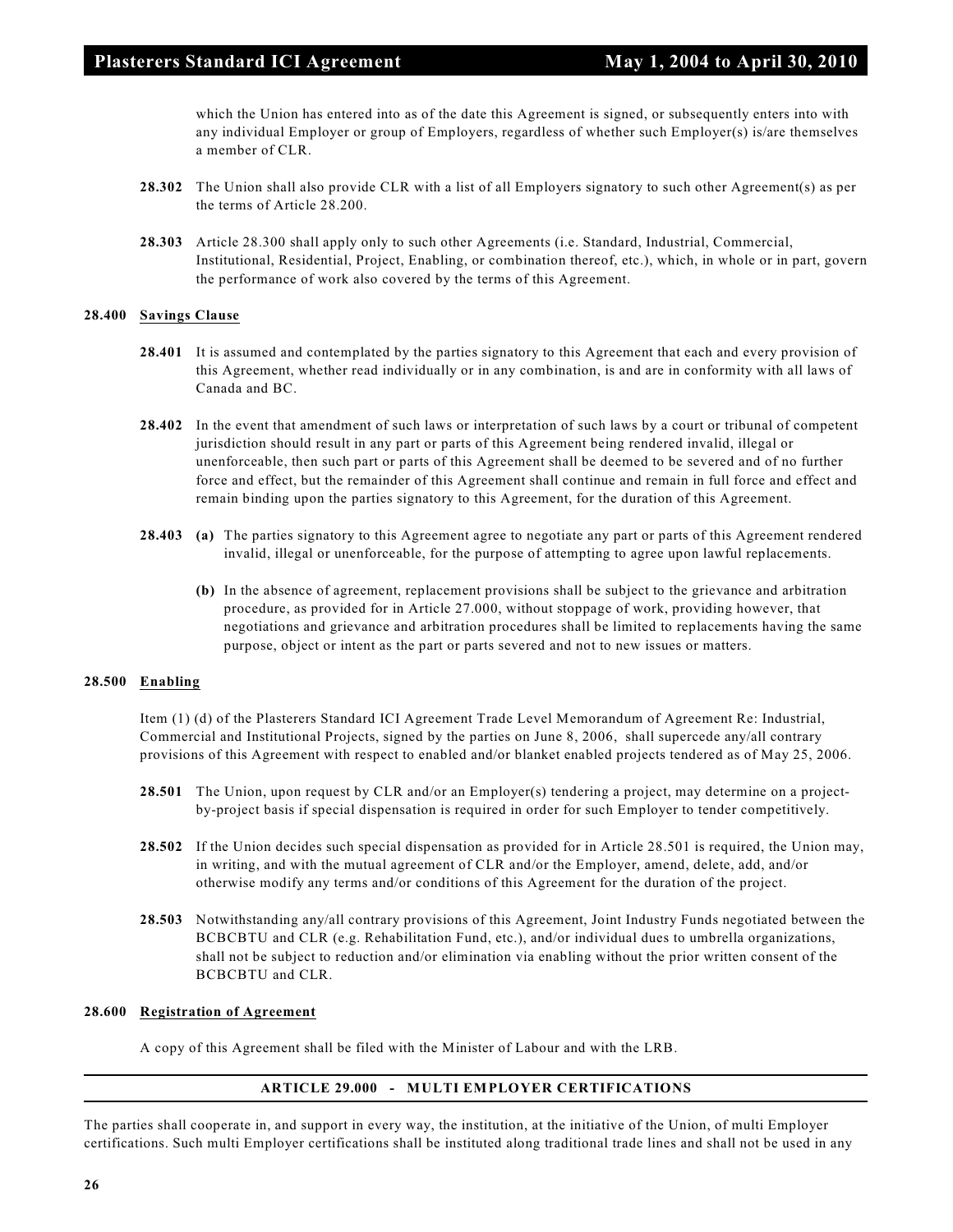which the Union has entered into as of the date this Agreement is signed, or subsequently enters into with any individual Employer or group of Employers, regardless of whether such Employer(s) is/are themselves a member of CLR.

**28.302** The Union shall also provide CLR with a list of all Employers signatory to such other Agreement(s) as per the terms of Article 28.200.

**28.303** Article 28.300 shall apply only to such other Agreements (i.e. Standard, Industrial, Commercial, Institutional, Residential, Project, Enabling, or combination thereof, etc.), which, in whole or in part, govern the performance of work also covered by the terms of this Agreement.

**28.400 Savings Clause**

**28.401** It is assumed and contemplated by the parties signatory to this Agreement that each and every provision of this Agreement, whether read individually or in any combination, is and are in conformity with all laws of Canada and BC.

**28.402** In the event that amendment of such laws or interpretation of such laws by a court or tribunal of competent jurisdiction should result in any part or parts of this Agreement being rendered invalid, illegal or unenforceable, then such part or parts of this Agreement shall be deemed to be severed and of no further force and effect, but the remainder of this Agreement shall continue and remain in full force and effect and remain binding upon the parties signatory to this Agreement, for the duration of this Agreement.

**28.403** **(a)** The parties signatory to this Agreement agree to negotiate any part or parts of this Agreement rendered invalid, illegal or unenforceable, for the purpose of attempting to agree upon lawful replacements.

**(b)** In the absence of agreement, replacement provisions shall be subject to the grievance and arbitration procedure, as provided for in Article 27.000, without stoppage of work, providing however, that negotiations and grievance and arbitration procedures shall be limited to replacements having the same purpose, object or intent as the part or parts severed and not to new issues or matters.

**28.500 Enabling**

Item (1) (d) of the Plasterers Standard ICI Agreement Trade Level Memorandum of Agreement Re: Industrial, Commercial and Institutional Projects, signed by the parties on June 8, 2006, shall supercede any/all contrary provisions of this Agreement with respect to enabled and/or blanket enabled projects tendered as of May 25, 2006.

**28.501** The Union, upon request by CLR and/or an Employer(s) tendering a project, may determine on a project-by-project basis if special dispensation is required in order for such Employer to tender competitively.

**28.502** If the Union decides such special dispensation as provided for in Article 28.501 is required, the Union may, in writing, and with the mutual agreement of CLR and/or the Employer, amend, delete, add, and/or otherwise modify any terms and/or conditions of this Agreement for the duration of the project.

**28.503** Notwithstanding any/all contrary provisions of this Agreement, Joint Industry Funds negotiated between the BCBCBTU and CLR (e.g. Rehabilitation Fund, etc.), and/or individual dues to umbrella organizations, shall not be subject to reduction and/or elimination via enabling without the prior written consent of the BCBCBTU and CLR.

**28.600 Registration of Agreement**

A copy of this Agreement shall be filed with the Minister of Labour and with the LRB.

## ARTICLE 29.000 - MULTI EMPLOYER CERTIFICATIONS

The parties shall cooperate in, and support in every way, the institution, at the initiative of the Union, of multi Employer certifications. Such multi Employer certifications shall be instituted along traditional trade lines and shall not be used in any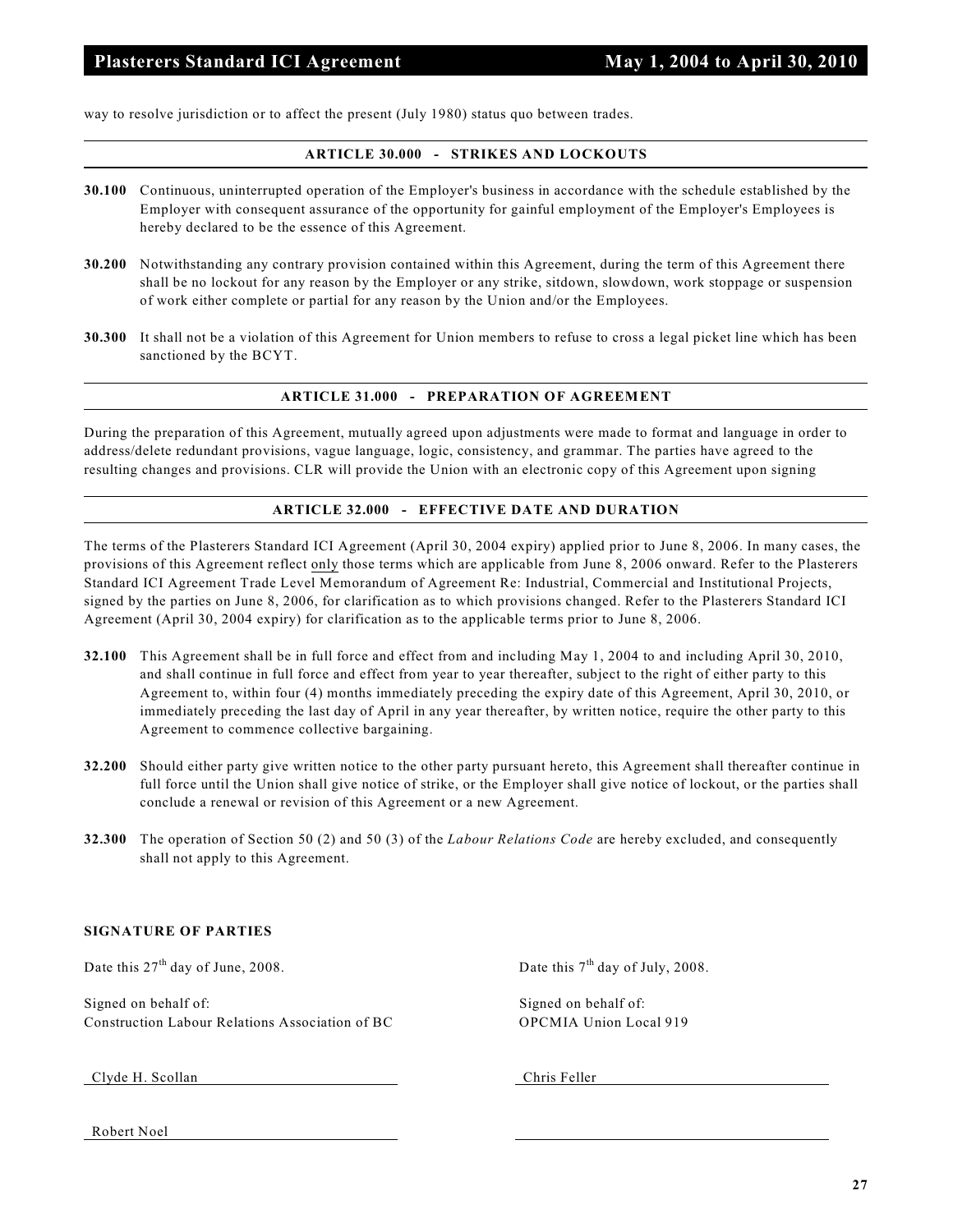way to resolve jurisdiction or to affect the present (July 1980) status quo between trades.

## ARTICLE 30.000 - STRIKES AND LOCKOUTS

**30.100** Continuous, uninterrupted operation of the Employer's business in accordance with the schedule established by the Employer with consequent assurance of the opportunity for gainful employment of the Employer's Employees is hereby declared to be the essence of this Agreement.

**30.200** Notwithstanding any contrary provision contained within this Agreement, during the term of this Agreement there shall be no lockout for any reason by the Employer or any strike, sitdown, slowdown, work stoppage or suspension of work either complete or partial for any reason by the Union and/or the Employees.

**30.300** It shall not be a violation of this Agreement for Union members to refuse to cross a legal picket line which has been sanctioned by the BCYT.

## ARTICLE 31.000 - PREPARATION OF AGREEMENT

During the preparation of this Agreement, mutually agreed upon adjustments were made to format and language in order to address/delete redundant provisions, vague language, logic, consistency, and grammar. The parties have agreed to the resulting changes and provisions. CLR will provide the Union with an electronic copy of this Agreement upon signing

## ARTICLE 32.000 - EFFECTIVE DATE AND DURATION

The terms of the Plasterers Standard ICI Agreement (April 30, 2004 expiry) applied prior to June 8, 2006. In many cases, the provisions of this Agreement reflect only those terms which are applicable from June 8, 2006 onward. Refer to the Plasterers Standard ICI Agreement Trade Level Memorandum of Agreement Re: Industrial, Commercial and Institutional Projects, signed by the parties on June 8, 2006, for clarification as to which provisions changed. Refer to the Plasterers Standard ICI Agreement (April 30, 2004 expiry) for clarification as to the applicable terms prior to June 8, 2006.

**32.100** This Agreement shall be in full force and effect from and including May 1, 2004 to and including April 30, 2010, and shall continue in full force and effect from year to year thereafter, subject to the right of either party to this Agreement to, within four (4) months immediately preceding the expiry date of this Agreement, April 30, 2010, or immediately preceding the last day of April in any year thereafter, by written notice, require the other party to this Agreement to commence collective bargaining.

**32.200** Should either party give written notice to the other party pursuant hereto, this Agreement shall thereafter continue in full force until the Union shall give notice of strike, or the Employer shall give notice of lockout, or the parties shall conclude a renewal or revision of this Agreement or a new Agreement.

**32.300** The operation of Section 50 (2) and 50 (3) of the *Labour Relations Code* are hereby excluded, and consequently shall not apply to this Agreement.

**SIGNATURE OF PARTIES**

Date this 27th day of June, 2008.

Signed on behalf of:
Construction Labour Relations Association of BC

Clyde H. Scollan

Robert Noel

Date this 7th day of July, 2008.

Signed on behalf of:
OPCMIA Union Local 919

Chris Feller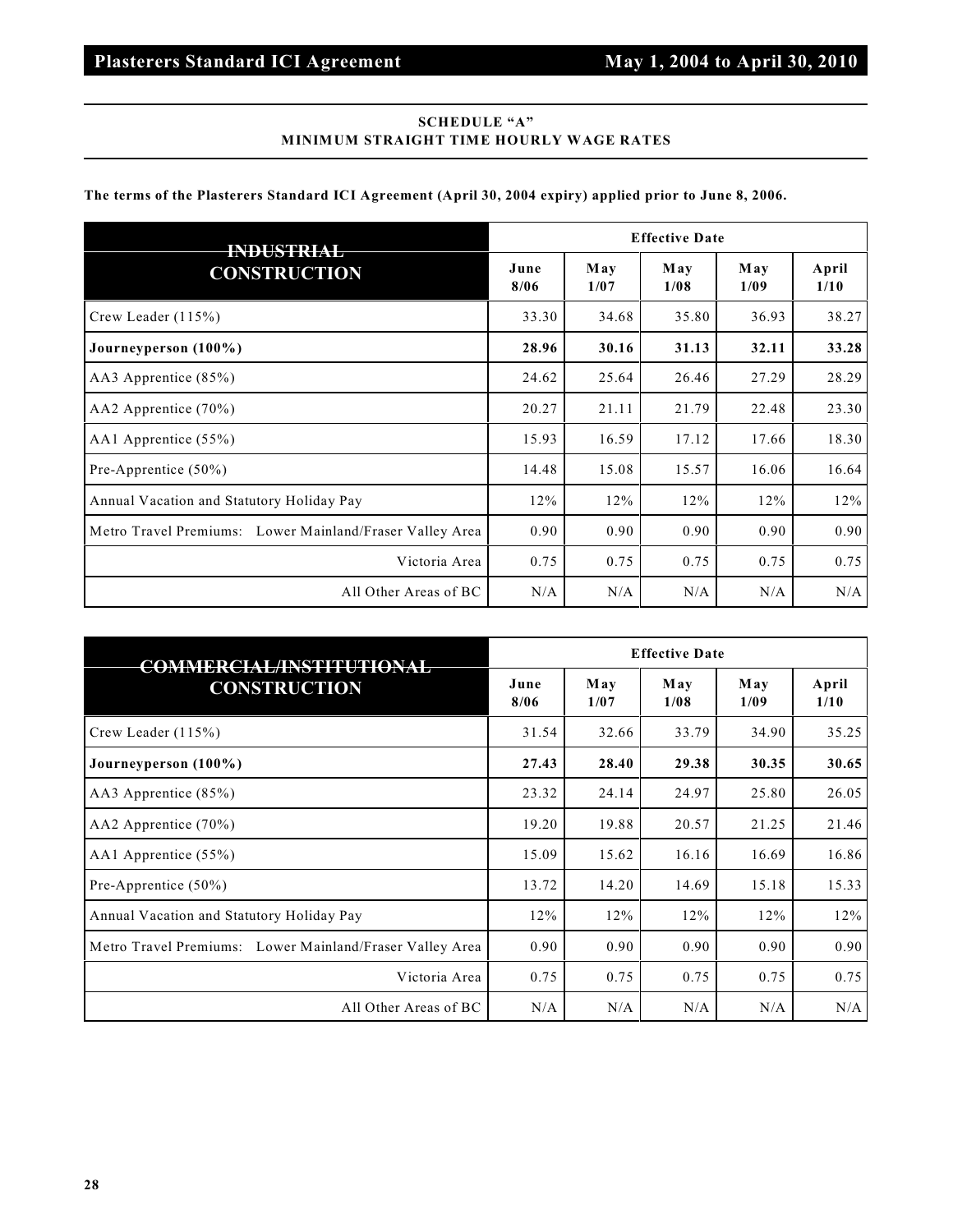## SCHEDULE "A"
## MINIMUM STRAIGHT TIME HOURLY WAGE RATES

**The terms of the Plasterers Standard ICI Agreement (April 30, 2004 expiry) applied prior to June 8, 2006.**

| INDUSTRIAL CONSTRUCTION | Effective Date | | | | |
|---|---|---|---|---|---|
| | **June 8/06** | **May 1/07** | **May 1/08** | **May 1/09** | **April 1/10** |
| Crew Leader (115%) | 33.30 | 34.68 | 35.80 | 36.93 | 38.27 |
| **Journeyperson (100%)** | **28.96** | **30.16** | **31.13** | **32.11** | **33.28** |
| AA3 Apprentice (85%) | 24.62 | 25.64 | 26.46 | 27.29 | 28.29 |
| AA2 Apprentice (70%) | 20.27 | 21.11 | 21.79 | 22.48 | 23.30 |
| AA1 Apprentice (55%) | 15.93 | 16.59 | 17.12 | 17.66 | 18.30 |
| Pre-Apprentice (50%) | 14.48 | 15.08 | 15.57 | 16.06 | 16.64 |
| Annual Vacation and Statutory Holiday Pay | 12% | 12% | 12% | 12% | 12% |
| Metro Travel Premiums: Lower Mainland/Fraser Valley Area | 0.90 | 0.90 | 0.90 | 0.90 | 0.90 |
| Victoria Area | 0.75 | 0.75 | 0.75 | 0.75 | 0.75 |
| All Other Areas of BC | N/A | N/A | N/A | N/A | N/A |

| COMMERCIAL/INSTITUTIONAL CONSTRUCTION | Effective Date | | | | |
|---|---|---|---|---|---|
| | **June 8/06** | **May 1/07** | **May 1/08** | **May 1/09** | **April 1/10** |
| Crew Leader (115%) | 31.54 | 32.66 | 33.79 | 34.90 | 35.25 |
| **Journeyperson (100%)** | **27.43** | **28.40** | **29.38** | **30.35** | **30.65** |
| AA3 Apprentice (85%) | 23.32 | 24.14 | 24.97 | 25.80 | 26.05 |
| AA2 Apprentice (70%) | 19.20 | 19.88 | 20.57 | 21.25 | 21.46 |
| AA1 Apprentice (55%) | 15.09 | 15.62 | 16.16 | 16.69 | 16.86 |
| Pre-Apprentice (50%) | 13.72 | 14.20 | 14.69 | 15.18 | 15.33 |
| Annual Vacation and Statutory Holiday Pay | 12% | 12% | 12% | 12% | 12% |
| Metro Travel Premiums: Lower Mainland/Fraser Valley Area | 0.90 | 0.90 | 0.90 | 0.90 | 0.90 |
| Victoria Area | 0.75 | 0.75 | 0.75 | 0.75 | 0.75 |
| All Other Areas of BC | N/A | N/A | N/A | N/A | N/A |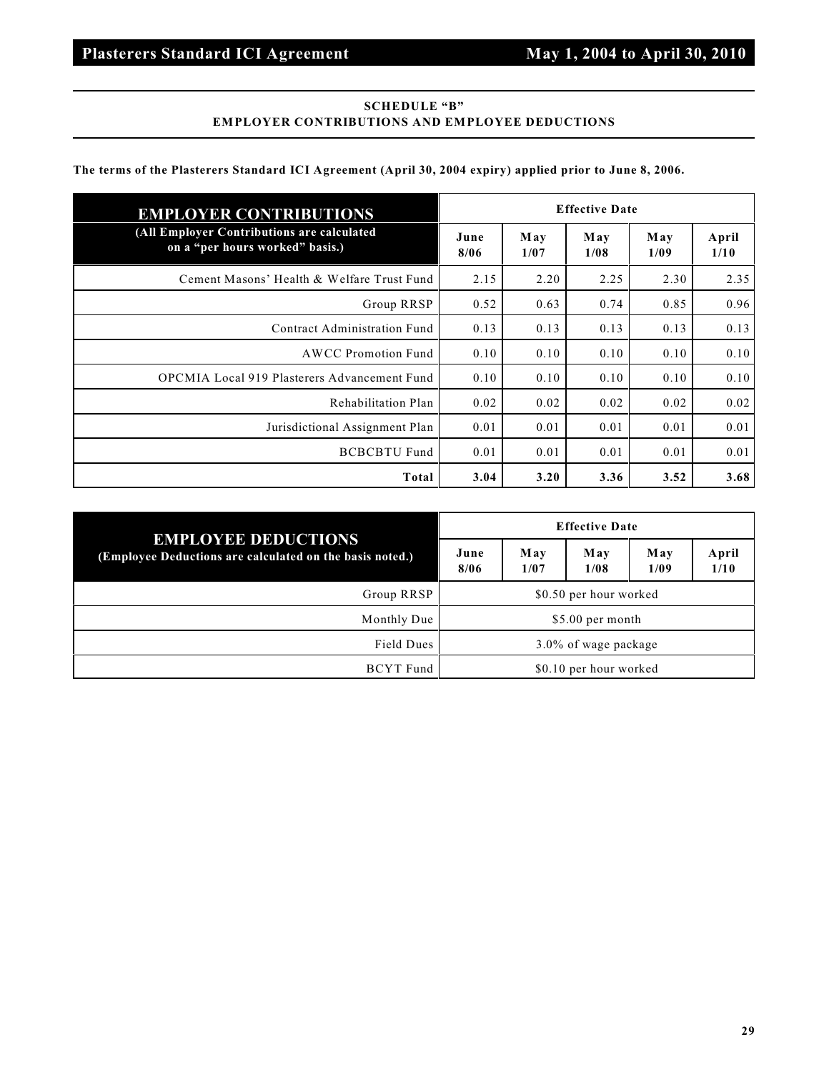## SCHEDULE "B"
## EMPLOYER CONTRIBUTIONS AND EMPLOYEE DEDUCTIONS

**The terms of the Plasterers Standard ICI Agreement (April 30, 2004 expiry) applied prior to June 8, 2006.**

| EMPLOYER CONTRIBUTIONS (All Employer Contributions are calculated on a "per hours worked" basis.) | Effective Date | | | | |
|---|---|---|---|---|---|
| | June 8/06 | May 1/07 | May 1/08 | May 1/09 | April 1/10 |
| Cement Masons' Health & Welfare Trust Fund | 2.15 | 2.20 | 2.25 | 2.30 | 2.35 |
| Group RRSP | 0.52 | 0.63 | 0.74 | 0.85 | 0.96 |
| Contract Administration Fund | 0.13 | 0.13 | 0.13 | 0.13 | 0.13 |
| AWCC Promotion Fund | 0.10 | 0.10 | 0.10 | 0.10 | 0.10 |
| OPCMIA Local 919 Plasterers Advancement Fund | 0.10 | 0.10 | 0.10 | 0.10 | 0.10 |
| Rehabilitation Plan | 0.02 | 0.02 | 0.02 | 0.02 | 0.02 |
| Jurisdictional Assignment Plan | 0.01 | 0.01 | 0.01 | 0.01 | 0.01 |
| BCBCBTU Fund | 0.01 | 0.01 | 0.01 | 0.01 | 0.01 |
| **Total** | **3.04** | **3.20** | **3.36** | **3.52** | **3.68** |

| EMPLOYEE DEDUCTIONS (Employee Deductions are calculated on the basis noted.) | Effective Date | | | | |
|---|---|---|---|---|---|
| | June 8/06 | May 1/07 | May 1/08 | May 1/09 | April 1/10 |
| Group RRSP | $0.50 per hour worked | | | | |
| Monthly Due | $5.00 per month | | | | |
| Field Dues | 3.0% of wage package | | | | |
| BCYT Fund | $0.10 per hour worked | | | | |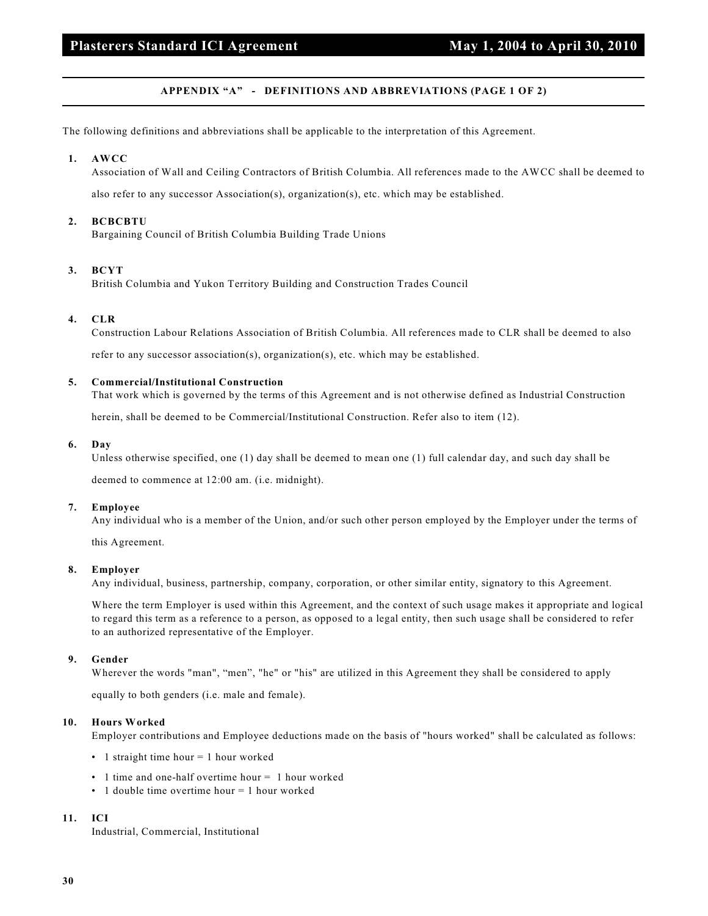## APPENDIX "A" - DEFINITIONS AND ABBREVIATIONS (PAGE 1 OF 2)

The following definitions and abbreviations shall be applicable to the interpretation of this Agreement.

**1. AWCC**
Association of Wall and Ceiling Contractors of British Columbia. All references made to the AWCC shall be deemed to also refer to any successor Association(s), organization(s), etc. which may be established.

**2. BCBCBTU**
Bargaining Council of British Columbia Building Trade Unions

**3. BCYT**
British Columbia and Yukon Territory Building and Construction Trades Council

**4. CLR**
Construction Labour Relations Association of British Columbia. All references made to CLR shall be deemed to also refer to any successor association(s), organization(s), etc. which may be established.

**5. Commercial/Institutional Construction**
That work which is governed by the terms of this Agreement and is not otherwise defined as Industrial Construction herein, shall be deemed to be Commercial/Institutional Construction. Refer also to item (12).

**6. Day**
Unless otherwise specified, one (1) day shall be deemed to mean one (1) full calendar day, and such day shall be deemed to commence at 12:00 am. (i.e. midnight).

**7. Employee**
Any individual who is a member of the Union, and/or such other person employed by the Employer under the terms of this Agreement.

**8. Employer**
Any individual, business, partnership, company, corporation, or other similar entity, signatory to this Agreement.

Where the term Employer is used within this Agreement, and the context of such usage makes it appropriate and logical to regard this term as a reference to a person, as opposed to a legal entity, then such usage shall be considered to refer to an authorized representative of the Employer.

**9. Gender**
Wherever the words "man", "men", "he" or "his" are utilized in this Agreement they shall be considered to apply equally to both genders (i.e. male and female).

**10. Hours Worked**
Employer contributions and Employee deductions made on the basis of "hours worked" shall be calculated as follows:

- 1 straight time hour = 1 hour worked
- 1 time and one-half overtime hour = 1 hour worked
- 1 double time overtime hour = 1 hour worked

**11. ICI**
Industrial, Commercial, Institutional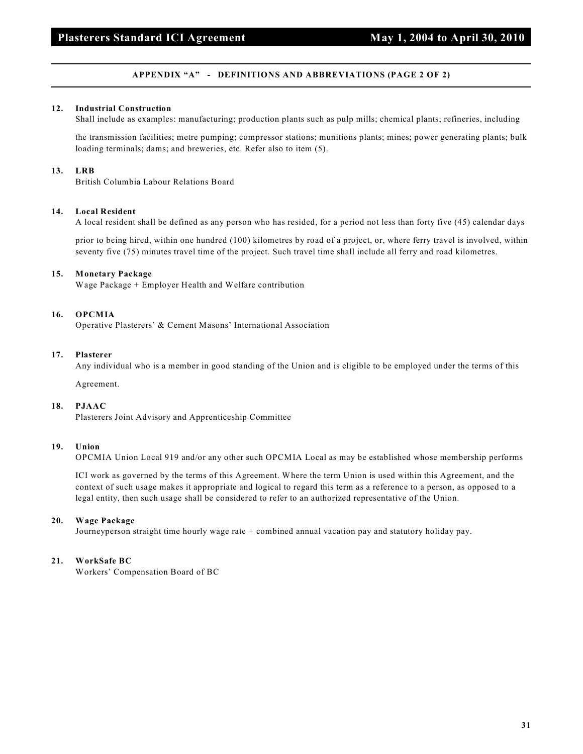### APPENDIX "A" - DEFINITIONS AND ABBREVIATIONS (PAGE 2 OF 2)

**12. Industrial Construction**

Shall include as examples: manufacturing; production plants such as pulp mills; chemical plants; refineries, including the transmission facilities; metre pumping; compressor stations; munitions plants; mines; power generating plants; bulk loading terminals; dams; and breweries, etc. Refer also to item (5).

**13. LRB**

British Columbia Labour Relations Board

**14. Local Resident**

A local resident shall be defined as any person who has resided, for a period not less than forty five (45) calendar days prior to being hired, within one hundred (100) kilometres by road of a project, or, where ferry travel is involved, within seventy five (75) minutes travel time of the project. Such travel time shall include all ferry and road kilometres.

**15. Monetary Package**

Wage Package + Employer Health and Welfare contribution

**16. OPCMIA**

Operative Plasterers' & Cement Masons' International Association

**17. Plasterer**

Any individual who is a member in good standing of the Union and is eligible to be employed under the terms of this Agreement.

**18. PJAAC**

Plasterers Joint Advisory and Apprenticeship Committee

**19. Union**

OPCMIA Union Local 919 and/or any other such OPCMIA Local as may be established whose membership performs ICI work as governed by the terms of this Agreement. Where the term Union is used within this Agreement, and the context of such usage makes it appropriate and logical to regard this term as a reference to a person, as opposed to a legal entity, then such usage shall be considered to refer to an authorized representative of the Union.

**20. Wage Package**

Journeyperson straight time hourly wage rate + combined annual vacation pay and statutory holiday pay.

**21. WorkSafe BC**

Workers' Compensation Board of BC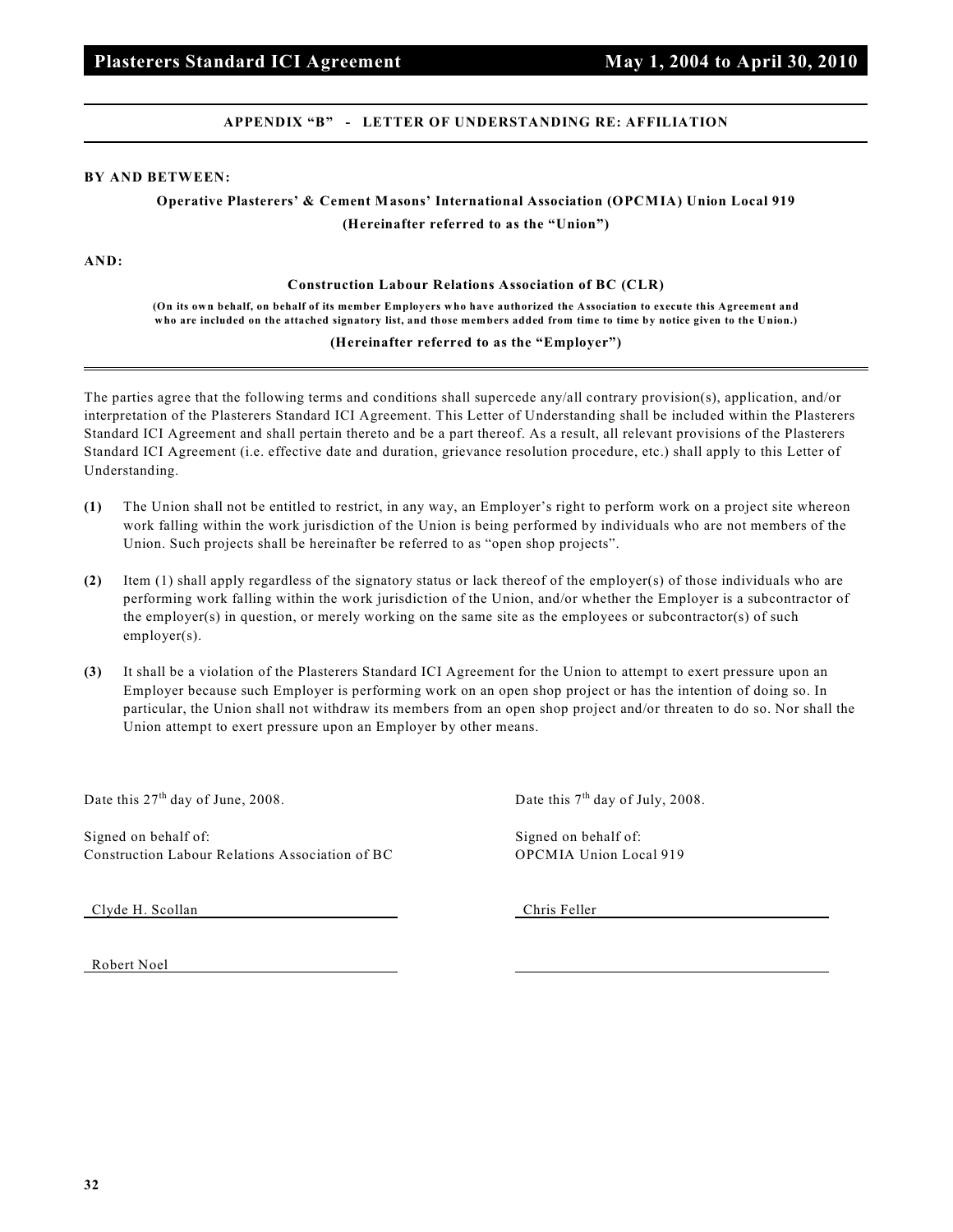## APPENDIX "B" - LETTER OF UNDERSTANDING RE: AFFILIATION

**BY AND BETWEEN:**

**Operative Plasterers' & Cement Masons' International Association (OPCMIA) Union Local 919**
**(Hereinafter referred to as the "Union")**

**AND:**

**Construction Labour Relations Association of BC (CLR)**
**(On its own behalf, on behalf of its member Employers who have authorized the Association to execute this Agreement and who are included on the attached signatory list, and those members added from time to time by notice given to the Union.)**
**(Hereinafter referred to as the "Employer")**

The parties agree that the following terms and conditions shall supercede any/all contrary provision(s), application, and/or interpretation of the Plasterers Standard ICI Agreement. This Letter of Understanding shall be included within the Plasterers Standard ICI Agreement and shall pertain thereto and be a part thereof. As a result, all relevant provisions of the Plasterers Standard ICI Agreement (i.e. effective date and duration, grievance resolution procedure, etc.) shall apply to this Letter of Understanding.

**(1)** The Union shall not be entitled to restrict, in any way, an Employer's right to perform work on a project site whereon work falling within the work jurisdiction of the Union is being performed by individuals who are not members of the Union. Such projects shall be hereinafter be referred to as "open shop projects".

**(2)** Item (1) shall apply regardless of the signatory status or lack thereof of the employer(s) of those individuals who are performing work falling within the work jurisdiction of the Union, and/or whether the Employer is a subcontractor of the employer(s) in question, or merely working on the same site as the employees or subcontractor(s) of such employer(s).

**(3)** It shall be a violation of the Plasterers Standard ICI Agreement for the Union to attempt to exert pressure upon an Employer because such Employer is performing work on an open shop project or has the intention of doing so. In particular, the Union shall not withdraw its members from an open shop project and/or threaten to do so. Nor shall the Union attempt to exert pressure upon an Employer by other means.

Date this 27th day of June, 2008.

Signed on behalf of:
Construction Labour Relations Association of BC

Clyde H. Scollan

Robert Noel

Date this 7th day of July, 2008.

Signed on behalf of:
OPCMIA Union Local 919

Chris Feller